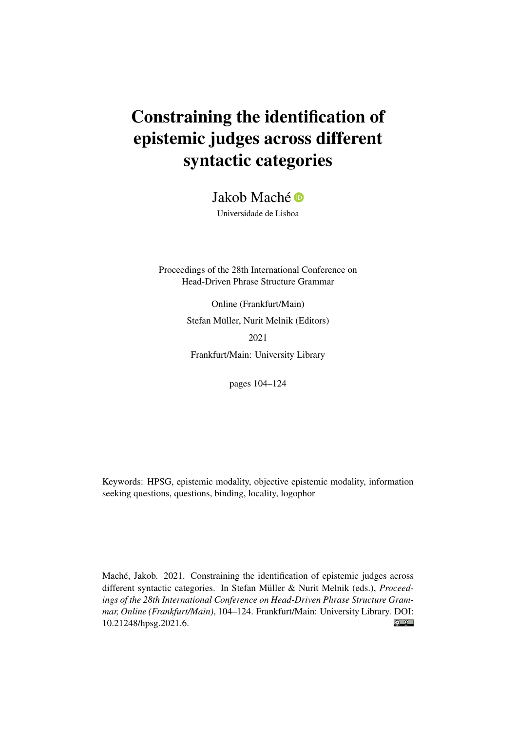# Constraining the identification of epistemic judges across different syntactic categories

Jakob Maché

Universidade de Lisboa

Proceedings of the 28th International Conference on
Head-Driven Phrase Structure Grammar

Online (Frankfurt/Main)

Stefan Müller, Nurit Melnik (Editors)

2021

Frankfurt/Main: University Library

pages 104–124

Keywords: HPSG, epistemic modality, objective epistemic modality, information seeking questions, questions, binding, locality, logophor

Maché, Jakob. 2021. Constraining the identification of epistemic judges across different syntactic categories. In Stefan Müller & Nurit Melnik (eds.), *Proceedings of the 28th International Conference on Head-Driven Phrase Structure Grammar, Online (Frankfurt/Main)*, 104–124. Frankfurt/Main: University Library. DOI: 10.21248/hpsg.2021.6.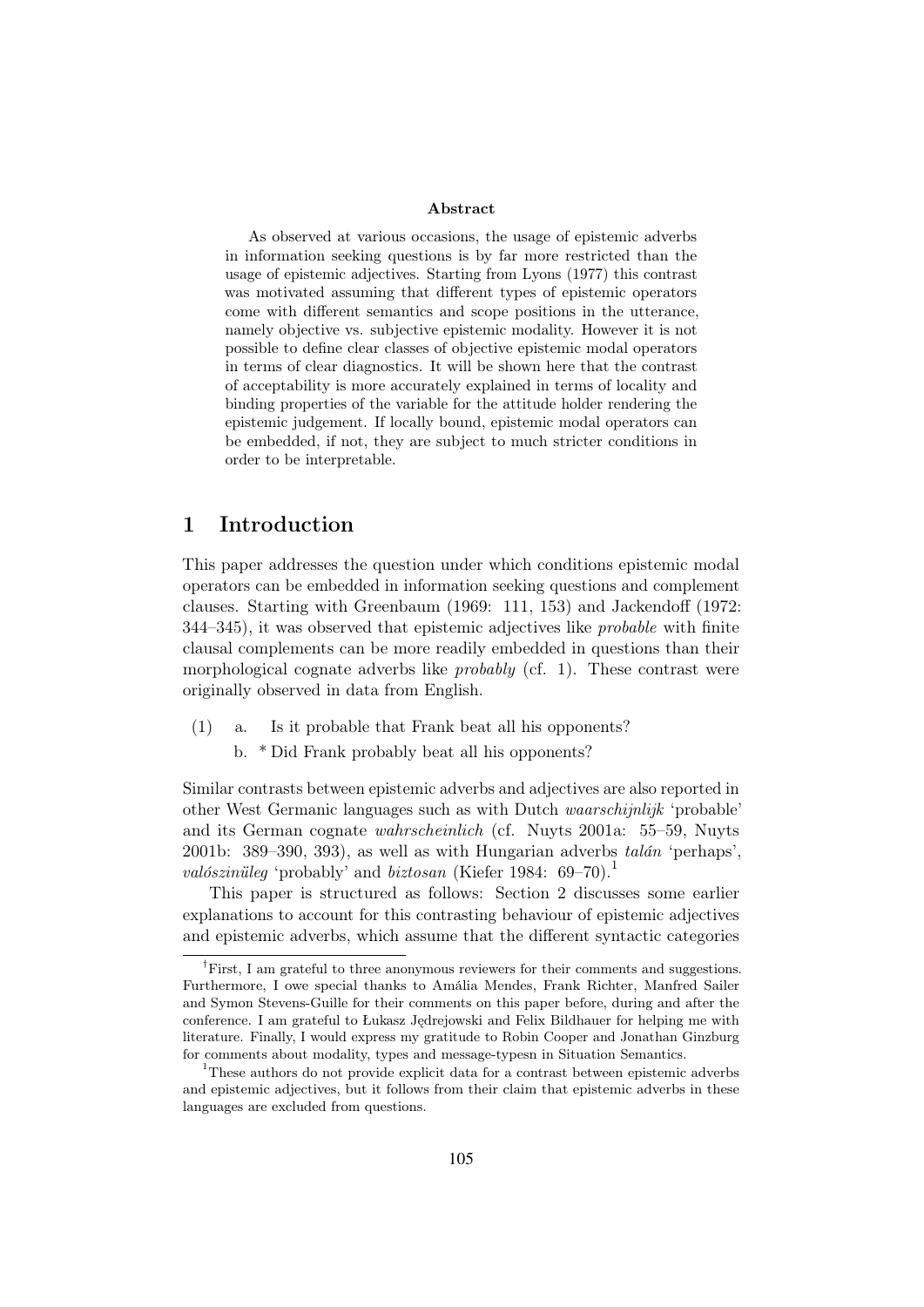**Abstract**

As observed at various occasions, the usage of epistemic adverbs in information seeking questions is by far more restricted than the usage of epistemic adjectives. Starting from Lyons (1977) this contrast was motivated assuming that different types of epistemic operators come with different semantics and scope positions in the utterance, namely objective vs. subjective epistemic modality. However it is not possible to define clear classes of objective epistemic modal operators in terms of clear diagnostics. It will be shown here that the contrast of acceptability is more accurately explained in terms of locality and binding properties of the variable for the attitude holder rendering the epistemic judgement. If locally bound, epistemic modal operators can be embedded, if not, they are subject to much stricter conditions in order to be interpretable.

## 1 Introduction

This paper addresses the question under which conditions epistemic modal operators can be embedded in information seeking questions and complement clauses. Starting with Greenbaum (1969: 111, 153) and Jackendoff (1972: 344–345), it was observed that epistemic adjectives like *probable* with finite clausal complements can be more readily embedded in questions than their morphological cognate adverbs like *probably* (cf. 1). These contrast were originally observed in data from English.

(1) a. Is it probable that Frank beat all his opponents?

b. * Did Frank probably beat all his opponents?

Similar contrasts between epistemic adverbs and adjectives are also reported in other West Germanic languages such as with Dutch *waarschijnlijk* 'probable' and its German cognate *wahrscheinlich* (cf. Nuyts 2001a: 55–59, Nuyts 2001b: 389–390, 393), as well as with Hungarian adverbs *talán* 'perhaps', *valószinüleg* 'probably' and *biztosan* (Kiefer 1984: 69–70).[1]

This paper is structured as follows: Section 2 discusses some earlier explanations to account for this contrasting behaviour of epistemic adjectives and epistemic adverbs, which assume that the different syntactic categories

---

[†]First, I am grateful to three anonymous reviewers for their comments and suggestions. Furthermore, I owe special thanks to Amália Mendes, Frank Richter, Manfred Sailer and Symon Stevens-Guille for their comments on this paper before, during and after the conference. I am grateful to Łukasz Jędrejowski and Felix Bildhauer for helping me with literature. Finally, I would express my gratitude to Robin Cooper and Jonathan Ginzburg for comments about modality, types and message-typesn in Situation Semantics.

[1]These authors do not provide explicit data for a contrast between epistemic adverbs and epistemic adjectives, but it follows from their claim that epistemic adverbs in these languages are excluded from questions.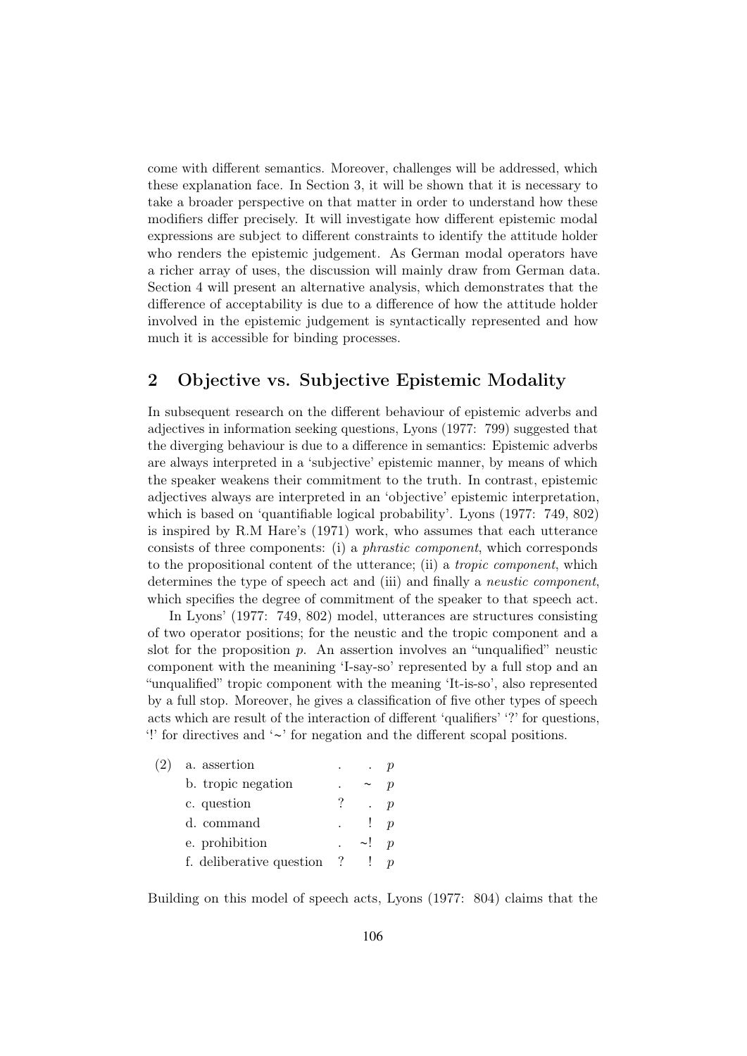come with different semantics. Moreover, challenges will be addressed, which these explanation face. In Section 3, it will be shown that it is necessary to take a broader perspective on that matter in order to understand how these modifiers differ precisely. It will investigate how different epistemic modal expressions are subject to different constraints to identify the attitude holder who renders the epistemic judgement. As German modal operators have a richer array of uses, the discussion will mainly draw from German data. Section 4 will present an alternative analysis, which demonstrates that the difference of acceptability is due to a difference of how the attitude holder involved in the epistemic judgement is syntactically represented and how much it is accessible for binding processes.

## 2 Objective vs. Subjective Epistemic Modality

In subsequent research on the different behaviour of epistemic adverbs and adjectives in information seeking questions, Lyons (1977: 799) suggested that the diverging behaviour is due to a difference in semantics: Epistemic adverbs are always interpreted in a 'subjective' epistemic manner, by means of which the speaker weakens their commitment to the truth. In contrast, epistemic adjectives always are interpreted in an 'objective' epistemic interpretation, which is based on 'quantifiable logical probability'. Lyons (1977: 749, 802) is inspired by R.M Hare's (1971) work, who assumes that each utterance consists of three components: (i) a *phrastic component*, which corresponds to the propositional content of the utterance; (ii) a *tropic component*, which determines the type of speech act and (iii) and finally a *neustic component*, which specifies the degree of commitment of the speaker to that speech act.

In Lyons' (1977: 749, 802) model, utterances are structures consisting of two operator positions; for the neustic and the tropic component and a slot for the proposition $p$. An assertion involves an "unqualified" neustic component with the meaning 'I-say-so' represented by a full stop and an "unqualified" tropic component with the meaning 'It-is-so', also represented by a full stop. Moreover, he gives a classification of five other types of speech acts which are result of the interaction of different 'qualifiers' '?' for questions, '!' for directives and '∼' for negation and the different scopal positions.

| | | | | |
|---|---|---|---|---|
| (2) | a. assertion | . | . | $p$ |
| | b. tropic negation | . | ∼ | $p$ |
| | c. question | ? | . | $p$ |
| | d. command | . | ! | $p$ |
| | e. prohibition | . | ∼! | $p$ |
| | f. deliberative question | ? | ! | $p$ |

Building on this model of speech acts, Lyons (1977: 804) claims that the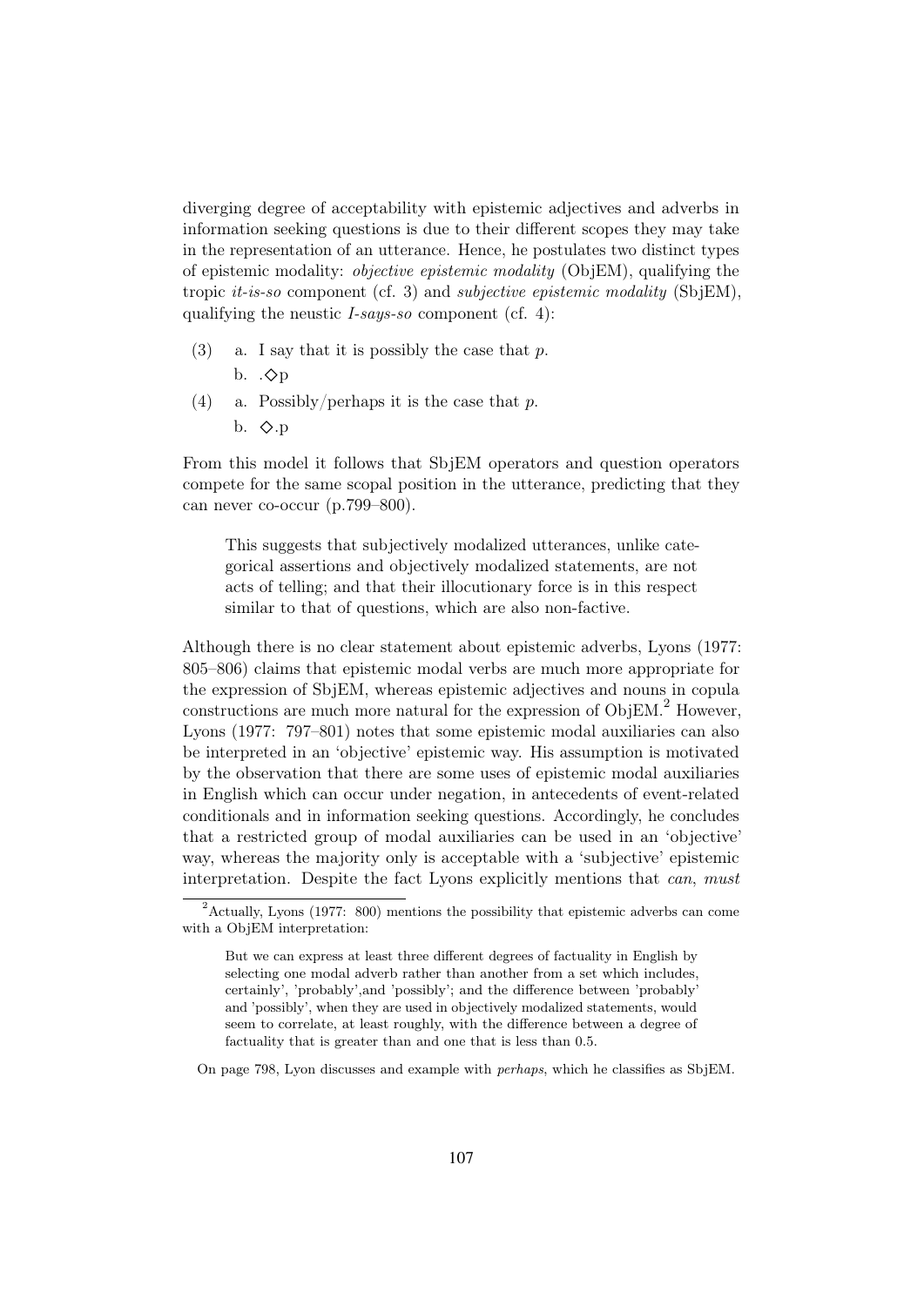diverging degree of acceptability with epistemic adjectives and adverbs in information seeking questions is due to their different scopes they may take in the representation of an utterance. Hence, he postulates two distinct types of epistemic modality: *objective epistemic modality* (ObjEM), qualifying the tropic *it-is-so* component (cf. 3) and *subjective epistemic modality* (SbjEM), qualifying the neustic *I-says-so* component (cf. 4):

(3) a. I say that it is possibly the case that *p*.

b. $.\Diamond\text{p}$

(4) a. Possibly/perhaps it is the case that *p*.

b. $\Diamond.\text{p}$

From this model it follows that SbjEM operators and question operators compete for the same scopal position in the utterance, predicting that they can never co-occur (p.799–800).

> This suggests that subjectively modalized utterances, unlike categorical assertions and objectively modalized statements, are not acts of telling; and that their illocutionary force is in this respect similar to that of questions, which are also non-factive.

Although there is no clear statement about epistemic adverbs, Lyons (1977: 805–806) claims that epistemic modal verbs are much more appropriate for the expression of SbjEM, whereas epistemic adjectives and nouns in copula constructions are much more natural for the expression of ObjEM.[2] However, Lyons (1977: 797–801) notes that some epistemic modal auxiliaries can also be interpreted in an 'objective' epistemic way. His assumption is motivated by the observation that there are some uses of epistemic modal auxiliaries in English which can occur under negation, in antecedents of event-related conditionals and in information seeking questions. Accordingly, he concludes that a restricted group of modal auxiliaries can be used in an 'objective' way, whereas the majority only is acceptable with a 'subjective' epistemic interpretation. Despite the fact Lyons explicitly mentions that *can*, *must*

---

[2] Actually, Lyons (1977: 800) mentions the possibility that epistemic adverbs can come with a ObjEM interpretation:

> But we can express at least three different degrees of factuality in English by selecting one modal adverb rather than another from a set which includes, certainly', 'probably',and 'possibly'; and the difference between 'probably' and 'possibly', when they are used in objectively modalized statements, would seem to correlate, at least roughly, with the difference between a degree of factuality that is greater than and one that is less than 0.5.

On page 798, Lyon discusses and example with *perhaps*, which he classifies as SbjEM.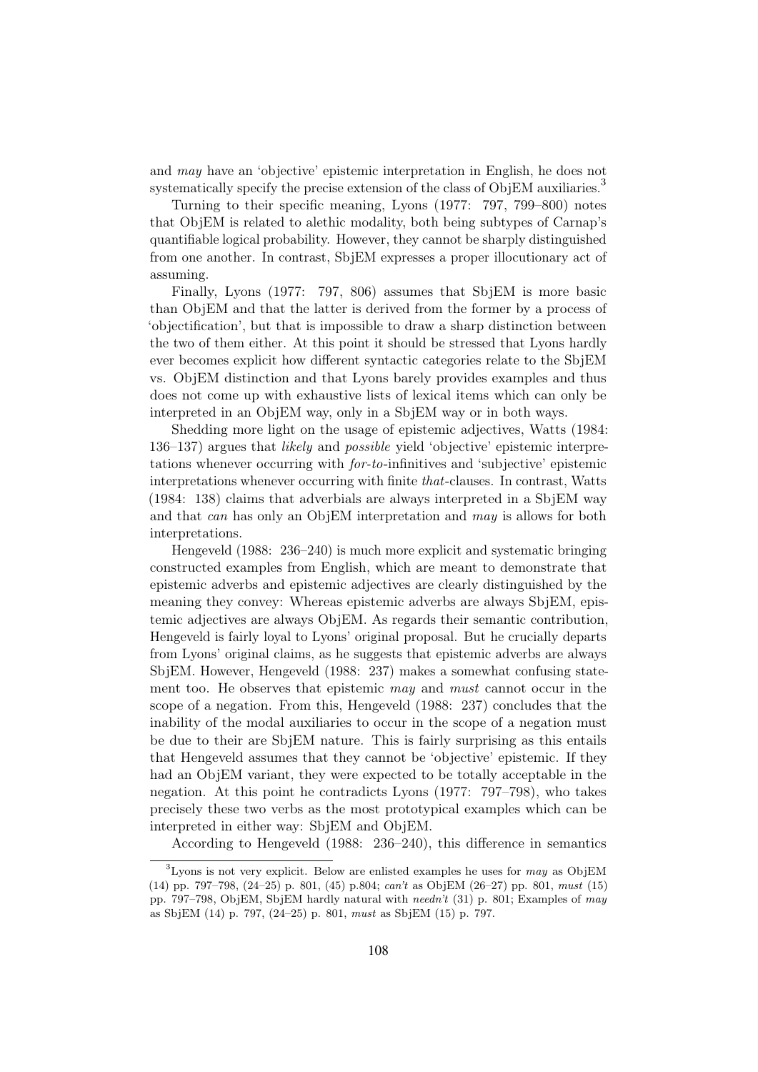and *may* have an 'objective' epistemic interpretation in English, he does not systematically specify the precise extension of the class of ObjEM auxiliaries.[3]

Turning to their specific meaning, Lyons (1977: 797, 799–800) notes that ObjEM is related to alethic modality, both being subtypes of Carnap's quantifiable logical probability. However, they cannot be sharply distinguished from one another. In contrast, SbjEM expresses a proper illocutionary act of assuming.

Finally, Lyons (1977: 797, 806) assumes that SbjEM is more basic than ObjEM and that the latter is derived from the former by a process of 'objectification', but that is impossible to draw a sharp distinction between the two of them either. At this point it should be stressed that Lyons hardly ever becomes explicit how different syntactic categories relate to the SbjEM vs. ObjEM distinction and that Lyons barely provides examples and thus does not come up with exhaustive lists of lexical items which can only be interpreted in an ObjEM way, only in a SbjEM way or in both ways.

Shedding more light on the usage of epistemic adjectives, Watts (1984: 136–137) argues that *likely* and *possible* yield 'objective' epistemic interpretations whenever occurring with *for-to*-infinitives and 'subjective' epistemic interpretations whenever occurring with finite *that*-clauses. In contrast, Watts (1984: 138) claims that adverbials are always interpreted in a SbjEM way and that *can* has only an ObjEM interpretation and *may* is allows for both interpretations.

Hengeveld (1988: 236–240) is much more explicit and systematic bringing constructed examples from English, which are meant to demonstrate that epistemic adverbs and epistemic adjectives are clearly distinguished by the meaning they convey: Whereas epistemic adverbs are always SbjEM, epistemic adjectives are always ObjEM. As regards their semantic contribution, Hengeveld is fairly loyal to Lyons' original proposal. But he crucially departs from Lyons' original claims, as he suggests that epistemic adverbs are always SbjEM. However, Hengeveld (1988: 237) makes a somewhat confusing statement too. He observes that epistemic *may* and *must* cannot occur in the scope of a negation. From this, Hengeveld (1988: 237) concludes that the inability of the modal auxiliaries to occur in the scope of a negation must be due to their are SbjEM nature. This is fairly surprising as this entails that Hengeveld assumes that they cannot be 'objective' epistemic. If they had an ObjEM variant, they were expected to be totally acceptable in the negation. At this point he contradicts Lyons (1977: 797–798), who takes precisely these two verbs as the most prototypical examples which can be interpreted in either way: SbjEM and ObjEM.

According to Hengeveld (1988: 236–240), this difference in semantics

---

[3] Lyons is not very explicit. Below are enlisted examples he uses for *may* as ObjEM (14) pp. 797–798, (24–25) p. 801, (45) p.804; *can't* as ObjEM (26–27) pp. 801, *must* (15) pp. 797–798, ObjEM, SbjEM hardly natural with *needn't* (31) p. 801; Examples of *may* as SbjEM (14) p. 797, (24–25) p. 801, *must* as SbjEM (15) p. 797.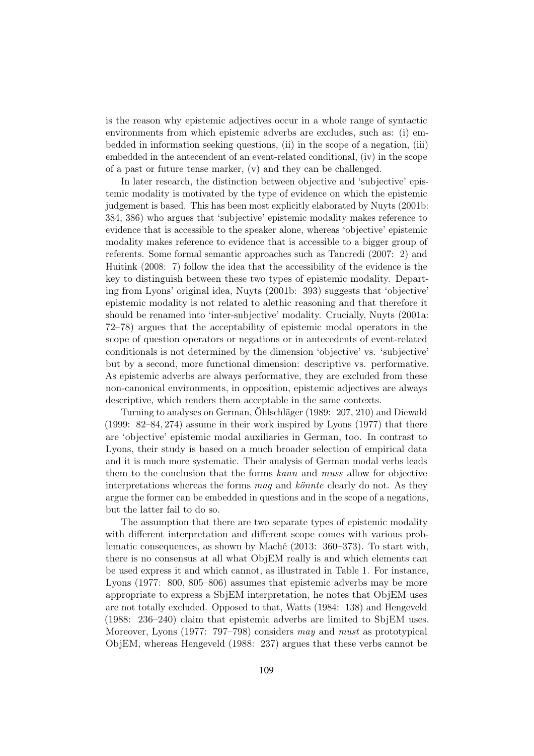is the reason why epistemic adjectives occur in a whole range of syntactic environments from which epistemic adverbs are excludes, such as: (i) embedded in information seeking questions, (ii) in the scope of a negation, (iii) embedded in the antecendent of an event-related conditional, (iv) in the scope of a past or future tense marker, (v) and they can be challenged.

In later research, the distinction between objective and 'subjective' epistemic modality is motivated by the type of evidence on which the epistemic judgement is based. This has been most explicitly elaborated by Nuyts (2001b: 384, 386) who argues that 'subjective' epistemic modality makes reference to evidence that is accessible to the speaker alone, whereas 'objective' epistemic modality makes reference to evidence that is accessible to a bigger group of referents. Some formal semantic approaches such as Tancredi (2007: 2) and Huitink (2008: 7) follow the idea that the accessibility of the evidence is the key to distinguish between these two types of epistemic modality. Departing from Lyons' original idea, Nuyts (2001b: 393) suggests that 'objective' epistemic modality is not related to alethic reasoning and that therefore it should be renamed into 'inter-subjective' modality. Crucially, Nuyts (2001a: 72–78) argues that the acceptability of epistemic modal operators in the scope of question operators or negations or in antecedents of event-related conditionals is not determined by the dimension 'objective' vs. 'subjective' but by a second, more functional dimension: descriptive vs. performative. As epistemic adverbs are always performative, they are excluded from these non-canonical environments, in opposition, epistemic adjectives are always descriptive, which renders them acceptable in the same contexts.

Turning to analyses on German, Öhlschläger (1989: 207, 210) and Diewald (1999: 82–84, 274) assume in their work inspired by Lyons (1977) that there are 'objective' epistemic modal auxiliaries in German, too. In contrast to Lyons, their study is based on a much broader selection of empirical data and it is much more systematic. Their analysis of German modal verbs leads them to the conclusion that the forms *kann* and *muss* allow for objective interpretations whereas the forms *mag* and *könnte* clearly do not. As they argue the former can be embedded in questions and in the scope of a negations, but the latter fail to do so.

The assumption that there are two separate types of epistemic modality with different interpretation and different scope comes with various problematic consequences, as shown by Maché (2013: 360–373). To start with, there is no consensus at all what ObjEM really is and which elements can be used express it and which cannot, as illustrated in Table 1. For instance, Lyons (1977: 800, 805–806) assumes that epistemic adverbs may be more appropriate to express a SbjEM interpretation, he notes that ObjEM uses are not totally excluded. Opposed to that, Watts (1984: 138) and Hengeveld (1988: 236–240) claim that epistemic adverbs are limited to SbjEM uses. Moreover, Lyons (1977: 797–798) considers *may* and *must* as prototypical ObjEM, whereas Hengeveld (1988: 237) argues that these verbs cannot be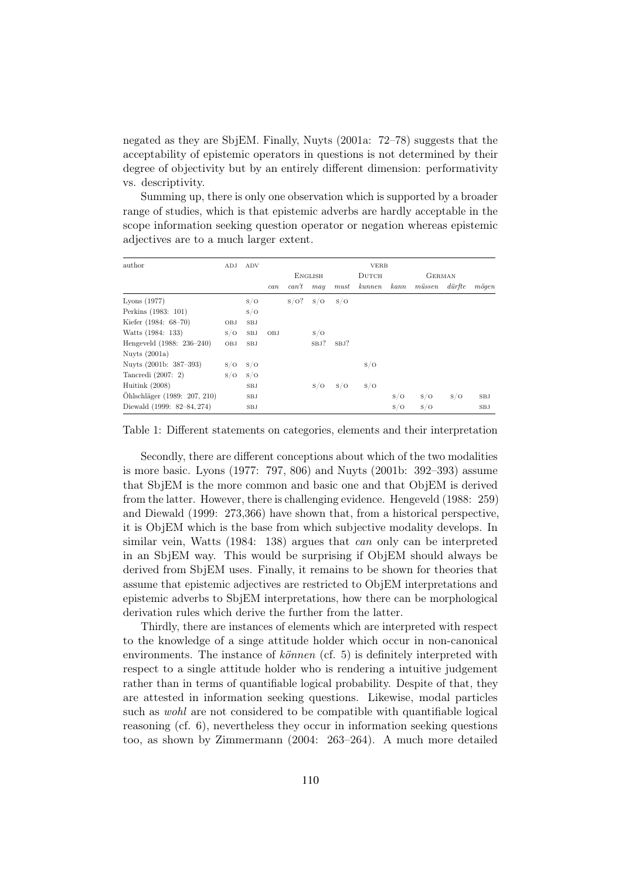negated as they are SbjEM. Finally, Nuyts (2001a: 72–78) suggests that the acceptability of epistemic operators in questions is not determined by their degree of objectivity but by an entirely different dimension: performativity vs. descriptivity.

Summing up, there is only one observation which is supported by a broader range of studies, which is that epistemic adverbs are hardly acceptable in the scope information seeking question operator or negation whereas epistemic adjectives are to a much larger extent.

| author | ADJ | ADV | VERB | | | | | | | | |
|---|---|---|---|---|---|---|---|---|---|---|---|
| | | | | ENGLISH | | | DUTCH | | GERMAN | | |
| | | | *can* | *can't* | *may* | *must* | *kunnen* | *kann* | *müssen* | *dürfte* | *mögen* |
| Lyons (1977) | | S/O | | S/O? | S/O | S/O | | | | | |
| Perkins (1983: 101) | | S/O | | | | | | | | | |
| Kiefer (1984: 68–70) | OBJ | SBJ | | | | | | | | | |
| Watts (1984: 133) | S/O | SBJ | OBJ | | S/O | | | | | | |
| Hengeveld (1988: 236–240) | OBJ | SBJ | | | SBJ? | SBJ? | | | | | |
| Nuyts (2001a) | | | | | | | | | | | |
| Nuyts (2001b: 387–393) | S/O | S/O | | | | | S/O | | | | |
| Tancredi (2007: 2) | S/O | S/O | | | | | | | | | |
| Huitink (2008) | | SBJ | | | S/O | S/O | S/O | | | | |
| Öhlschläger (1989: 207, 210) | | SBJ | | | | | | S/O | S/O | S/O | SBJ |
| Diewald (1999: 82–84, 274) | | SBJ | | | | | | S/O | S/O | | SBJ |

Table 1: Different statements on categories, elements and their interpretation

Secondly, there are different conceptions about which of the two modalities is more basic. Lyons (1977: 797, 806) and Nuyts (2001b: 392–393) assume that SbjEM is the more common and basic one and that ObjEM is derived from the latter. However, there is challenging evidence. Hengeveld (1988: 259) and Diewald (1999: 273,366) have shown that, from a historical perspective, it is ObjEM which is the base from which subjective modality develops. In similar vein, Watts (1984: 138) argues that *can* only can be interpreted in an SbjEM way. This would be surprising if ObjEM should always be derived from SbjEM uses. Finally, it remains to be shown for theories that assume that epistemic adjectives are restricted to ObjEM interpretations and epistemic adverbs to SbjEM interpretations, how there can be morphological derivation rules which derive the further from the latter.

Thirdly, there are instances of elements which are interpreted with respect to the knowledge of a singe attitude holder which occur in non-canonical environments. The instance of *können* (cf. 5) is definitely interpreted with respect to a single attitude holder who is rendering a intuitive judgement rather than in terms of quantifiable logical probability. Despite of that, they are attested in information seeking questions. Likewise, modal particles such as *wohl* are not considered to be compatible with quantifiable logical reasoning (cf. 6), nevertheless they occur in information seeking questions too, as shown by Zimmermann (2004: 263–264). A much more detailed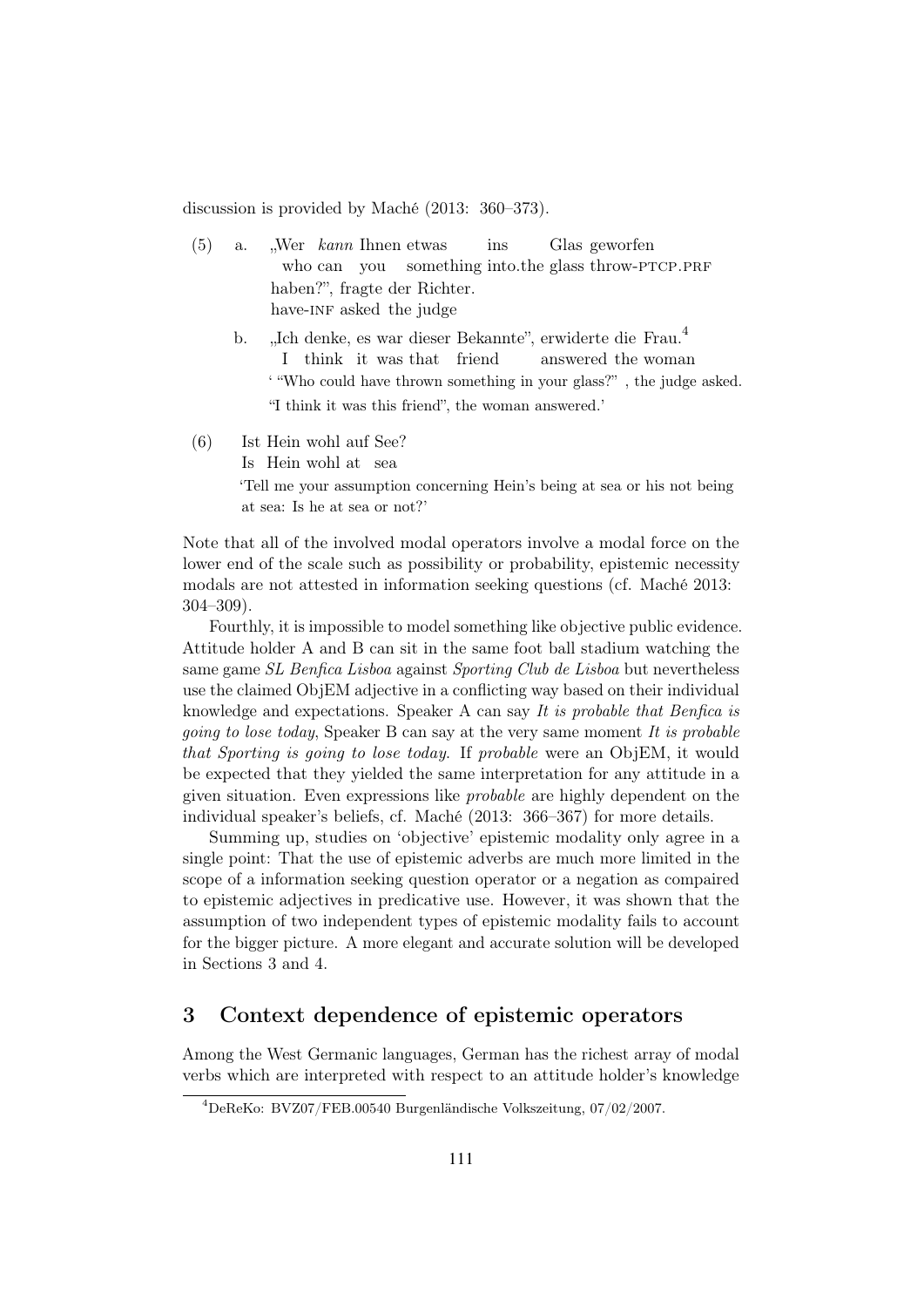discussion is provided by Maché (2013: 360–373).

(5) a. „Wer *kann* Ihnen etwas ins Glas geworfen
    who can you something into.the glass throw-PTCP.PRF
    haben?", fragte der Richter.
    have-INF asked the judge

  b. „Ich denke, es war dieser Bekannte", erwiderte die Frau.[4]
    I think it was that friend answered the woman
    ' "Who could have thrown something in your glass?" , the judge asked.
    "I think it was this friend", the woman answered.'

(6) Ist Hein wohl auf See?
  Is Hein wohl at sea
  'Tell me your assumption concerning Hein's being at sea or his not being at sea: Is he at sea or not?'

Note that all of the involved modal operators involve a modal force on the lower end of the scale such as possibility or probability, epistemic necessity modals are not attested in information seeking questions (cf. Maché 2013: 304–309).

Fourthly, it is impossible to model something like objective public evidence. Attitude holder A and B can sit in the same foot ball stadium watching the same game *SL Benfica Lisboa* against *Sporting Club de Lisboa* but nevertheless use the claimed ObjEM adjective in a conflicting way based on their individual knowledge and expectations. Speaker A can say *It is probable that Benfica is going to lose today*, Speaker B can say at the very same moment *It is probable that Sporting is going to lose today*. If *probable* were an ObjEM, it would be expected that they yielded the same interpretation for any attitude in a given situation. Even expressions like *probable* are highly dependent on the individual speaker's beliefs, cf. Maché (2013: 366–367) for more details.

Summing up, studies on 'objective' epistemic modality only agree in a single point: That the use of epistemic adverbs are much more limited in the scope of a information seeking question operator or a negation as compaired to epistemic adjectives in predicative use. However, it was shown that the assumption of two independent types of epistemic modality fails to account for the bigger picture. A more elegant and accurate solution will be developed in Sections 3 and 4.

## 3 Context dependence of epistemic operators

Among the West Germanic languages, German has the richest array of modal verbs which are interpreted with respect to an attitude holder's knowledge

[4] DeReKo: BVZ07/FEB.00540 Burgenländische Volkszeitung, 07/02/2007.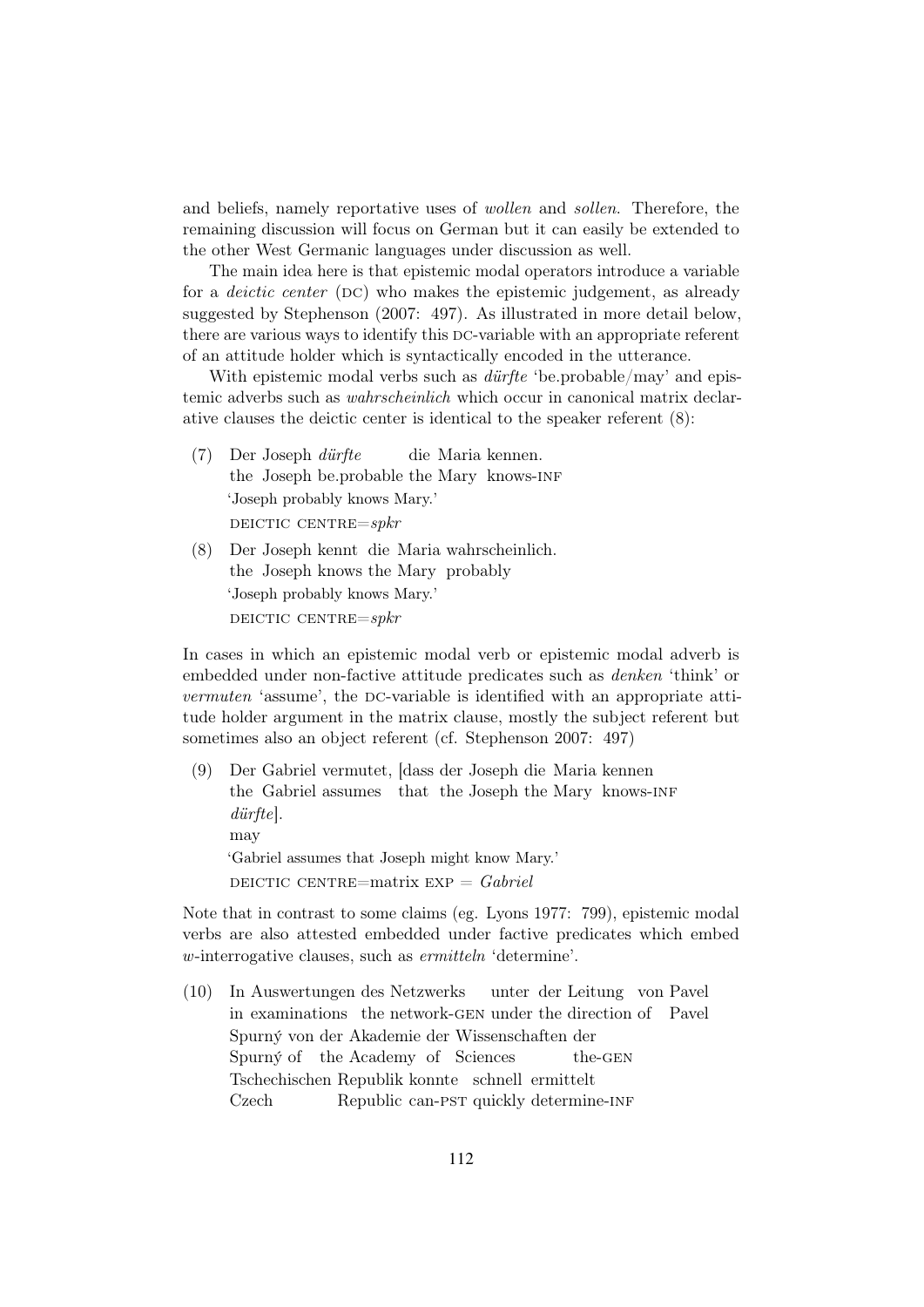and beliefs, namely reportative uses of *wollen* and *sollen*. Therefore, the remaining discussion will focus on German but it can easily be extended to the other West Germanic languages under discussion as well.

The main idea here is that epistemic modal operators introduce a variable for a *deictic center* (DC) who makes the epistemic judgement, as already suggested by Stephenson (2007: 497). As illustrated in more detail below, there are various ways to identify this DC-variable with an appropriate referent of an attitude holder which is syntactically encoded in the utterance.

With epistemic modal verbs such as *dürfte* 'be.probable/may' and epistemic adverbs such as *wahrscheinlich* which occur in canonical matrix declarative clauses the deictic center is identical to the speaker referent (8):

(7) Der Joseph *dürfte* die Maria kennen.
    the Joseph be.probable the Mary knows-INF
    'Joseph probably knows Mary.'
    DEICTIC CENTRE=*spkr*

(8) Der Joseph kennt die Maria wahrscheinlich.
    the Joseph knows the Mary probably
    'Joseph probably knows Mary.'
    DEICTIC CENTRE=*spkr*

In cases in which an epistemic modal verb or epistemic modal adverb is embedded under non-factive attitude predicates such as *denken* 'think' or *vermuten* 'assume', the DC-variable is identified with an appropriate attitude holder argument in the matrix clause, mostly the subject referent but sometimes also an object referent (cf. Stephenson 2007: 497)

(9) Der Gabriel vermutet, [dass der Joseph die Maria kennen *dürfte*].
    the Gabriel assumes that the Joseph the Mary knows-INF may
    'Gabriel assumes that Joseph might know Mary.'
    DEICTIC CENTRE=matrix EXP = *Gabriel*

Note that in contrast to some claims (eg. Lyons 1977: 799), epistemic modal verbs are also attested embedded under factive predicates which embed *w*-interrogative clauses, such as *ermitteln* 'determine'.

(10) In Auswertungen des Netzwerks unter der Leitung von Pavel Spurný von der Akademie der Wissenschaften der Tschechischen Republik konnte schnell ermittelt
     in examinations the network-GEN under the direction of Pavel Spurný of the Academy of Sciences the-GEN Czech Republic can-PST quickly determine-INF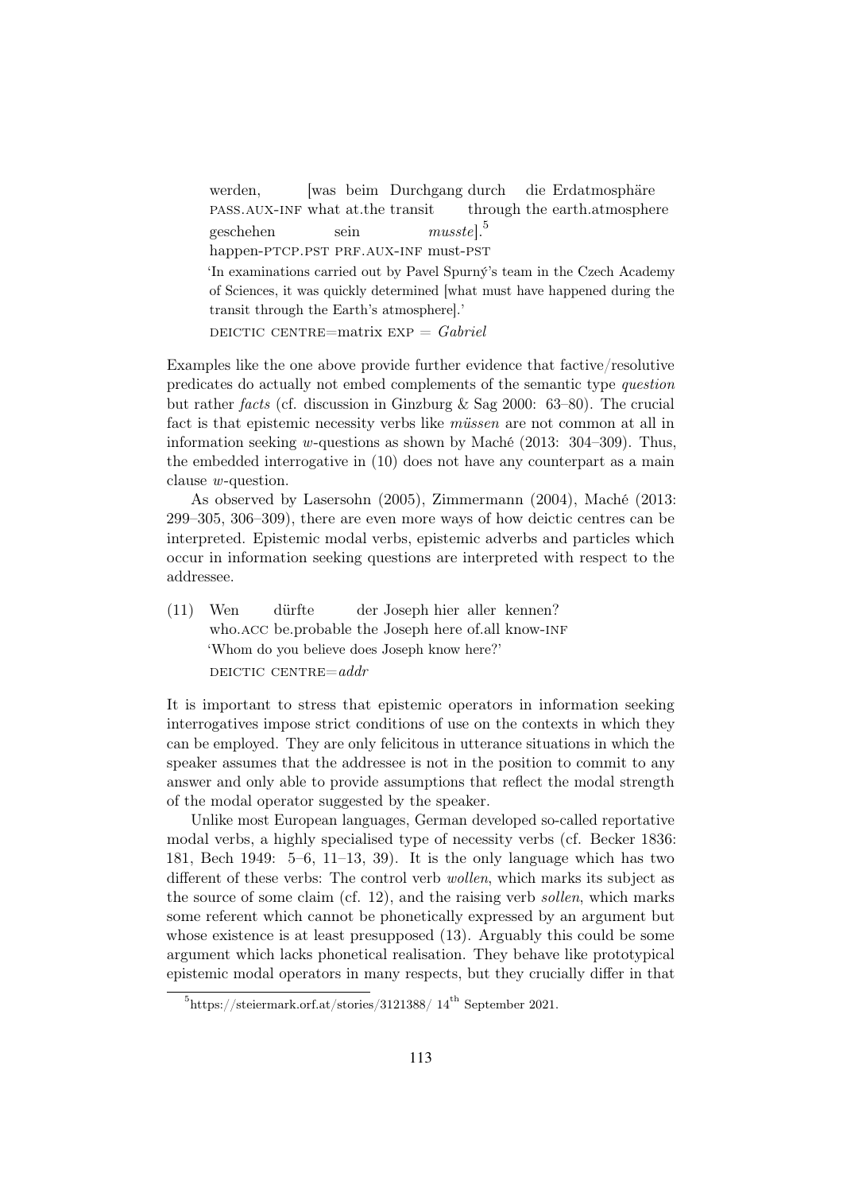werden, [was beim Durchgang durch die Erdatmosphäre
PASS.AUX-INF what at.the transit through the earth.atmosphere
geschehen sein *musste*].[5]
happen-PTCP.PST PRF.AUX-INF must-PST

'In examinations carried out by Pavel Spurný's team in the Czech Academy of Sciences, it was quickly determined [what must have happened during the transit through the Earth's atmosphere].'

DEICTIC CENTRE=matrix EXP = *Gabriel*

Examples like the one above provide further evidence that factive/resolutive predicates do actually not embed complements of the semantic type *question* but rather *facts* (cf. discussion in Ginzburg & Sag 2000: 63–80). The crucial fact is that epistemic necessity verbs like *müssen* are not common at all in information seeking *w*-questions as shown by Maché (2013: 304–309). Thus, the embedded interrogative in (10) does not have any counterpart as a main clause *w*-question.

As observed by Lasersohn (2005), Zimmermann (2004), Maché (2013: 299–305, 306–309), there are even more ways of how deictic centres can be interpreted. Epistemic modal verbs, epistemic adverbs and particles which occur in information seeking questions are interpreted with respect to the addressee.

(11) Wen dürfte der Joseph hier aller kennen?
who.ACC be.probable the Joseph here of.all know-INF
'Whom do you believe does Joseph know here?'
DEICTIC CENTRE=*addr*

It is important to stress that epistemic operators in information seeking interrogatives impose strict conditions of use on the contexts in which they can be employed. They are only felicitous in utterance situations in which the speaker assumes that the addressee is not in the position to commit to any answer and only able to provide assumptions that reflect the modal strength of the modal operator suggested by the speaker.

Unlike most European languages, German developed so-called reportative modal verbs, a highly specialised type of necessity verbs (cf. Becker 1836: 181, Bech 1949: 5–6, 11–13, 39). It is the only language which has two different of these verbs: The control verb *wollen*, which marks its subject as the source of some claim (cf. 12), and the raising verb *sollen*, which marks some referent which cannot be phonetically expressed by an argument but whose existence is at least presupposed (13). Arguably this could be some argument which lacks phonetical realisation. They behave like prototypical epistemic modal operators in many respects, but they crucially differ in that

[5] https://steiermark.orf.at/stories/3121388/ 14th September 2021.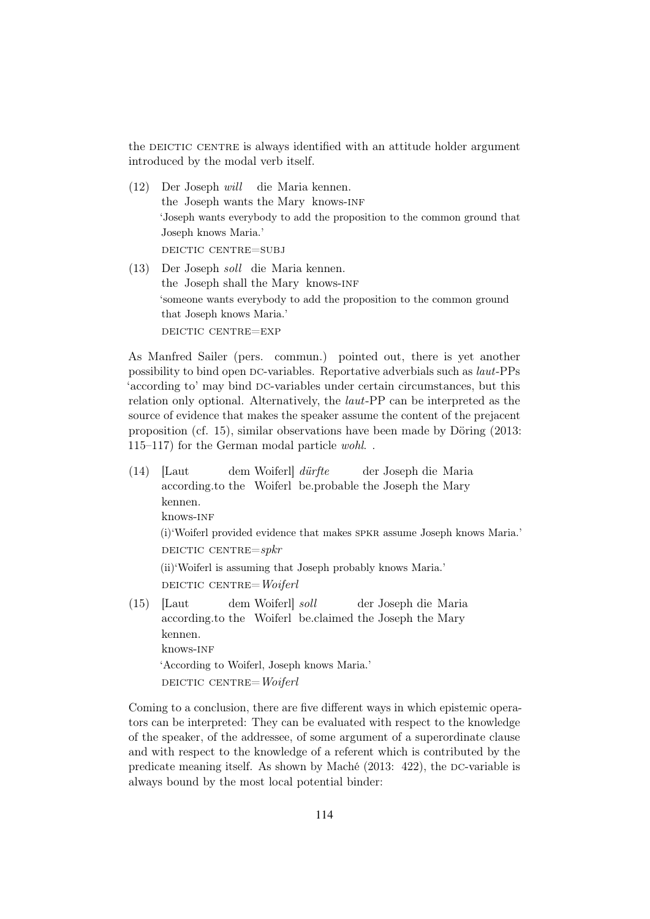the DEICTIC CENTRE is always identified with an attitude holder argument introduced by the modal verb itself.

(12) Der Joseph *will* die Maria kennen.
the Joseph wants the Mary knows-INF
'Joseph wants everybody to add the proposition to the common ground that Joseph knows Maria.'
DEICTIC CENTRE=SUBJ

(13) Der Joseph *soll* die Maria kennen.
the Joseph shall the Mary knows-INF
'someone wants everybody to add the proposition to the common ground that Joseph knows Maria.'
DEICTIC CENTRE=EXP

As Manfred Sailer (pers. commun.) pointed out, there is yet another possibility to bind open DC-variables. Reportative adverbials such as *laut*-PPs 'according to' may bind DC-variables under certain circumstances, but this relation only optional. Alternatively, the *laut*-PP can be interpreted as the source of evidence that makes the speaker assume the content of the prejacent proposition (cf. 15), similar observations have been made by Döring (2013: 115–117) for the German modal particle *wohl*. .

(14) [Laut dem Woiferl] *dürfte* der Joseph die Maria kennen.
according.to the Woiferl be.probable the Joseph the Mary knows-INF
(i)'Woiferl provided evidence that makes SPKR assume Joseph knows Maria.'
DEICTIC CENTRE=*spkr*
(ii)'Woiferl is assuming that Joseph probably knows Maria.'
DEICTIC CENTRE=*Woiferl*

(15) [Laut dem Woiferl] *soll* der Joseph die Maria kennen.
according.to the Woiferl be.claimed the Joseph the Mary knows-INF
'According to Woiferl, Joseph knows Maria.'
DEICTIC CENTRE=*Woiferl*

Coming to a conclusion, there are five different ways in which epistemic operators can be interpreted: They can be evaluated with respect to the knowledge of the speaker, of the addressee, of some argument of a superordinate clause and with respect to the knowledge of a referent which is contributed by the predicate meaning itself. As shown by Maché (2013: 422), the DC-variable is always bound by the most local potential binder: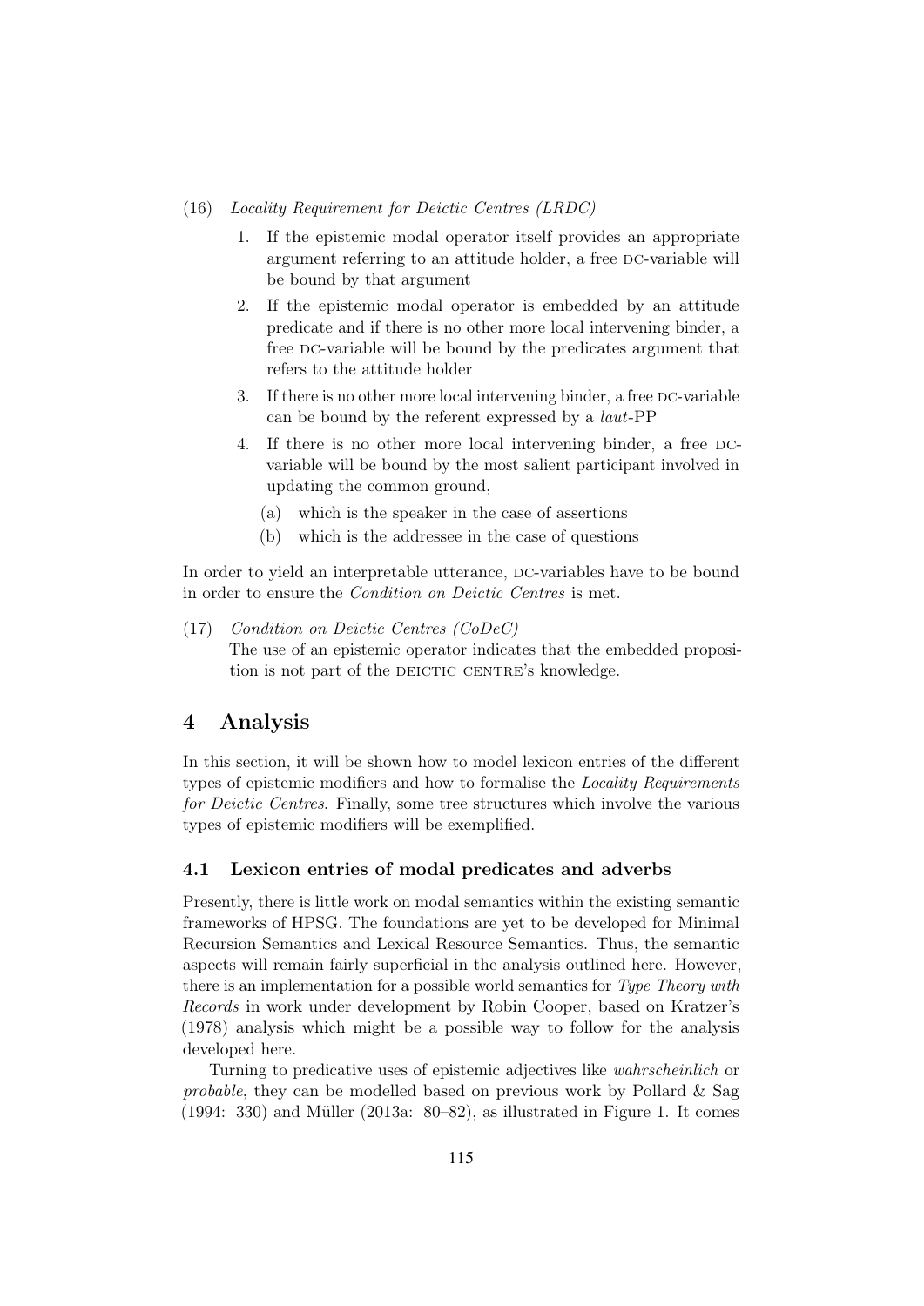(16) *Locality Requirement for Deictic Centres (LRDC)*

1. If the epistemic modal operator itself provides an appropriate argument referring to an attitude holder, a free DC-variable will be bound by that argument
2. If the epistemic modal operator is embedded by an attitude predicate and if there is no other more local intervening binder, a free DC-variable will be bound by the predicates argument that refers to the attitude holder
3. If there is no other more local intervening binder, a free DC-variable can be bound by the referent expressed by a *laut*-PP
4. If there is no other more local intervening binder, a free DC-variable will be bound by the most salient participant involved in updating the common ground,
   (a) which is the speaker in the case of assertions
   (b) which is the addressee in the case of questions

In order to yield an interpretable utterance, DC-variables have to be bound in order to ensure the *Condition on Deictic Centres* is met.

(17) *Condition on Deictic Centres (CoDeC)*
The use of an epistemic operator indicates that the embedded proposition is not part of the DEICTIC CENTRE's knowledge.

## 4 Analysis

In this section, it will be shown how to model lexicon entries of the different types of epistemic modifiers and how to formalise the *Locality Requirements for Deictic Centres*. Finally, some tree structures which involve the various types of epistemic modifiers will be exemplified.

### 4.1 Lexicon entries of modal predicates and adverbs

Presently, there is little work on modal semantics within the existing semantic frameworks of HPSG. The foundations are yet to be developed for Minimal Recursion Semantics and Lexical Resource Semantics. Thus, the semantic aspects will remain fairly superficial in the analysis outlined here. However, there is an implementation for a possible world semantics for *Type Theory with Records* in work under development by Robin Cooper, based on Kratzer's (1978) analysis which might be a possible way to follow for the analysis developed here.

Turning to predicative uses of epistemic adjectives like *wahrscheinlich* or *probable*, they can be modelled based on previous work by Pollard & Sag (1994: 330) and Müller (2013a: 80–82), as illustrated in Figure 1. It comes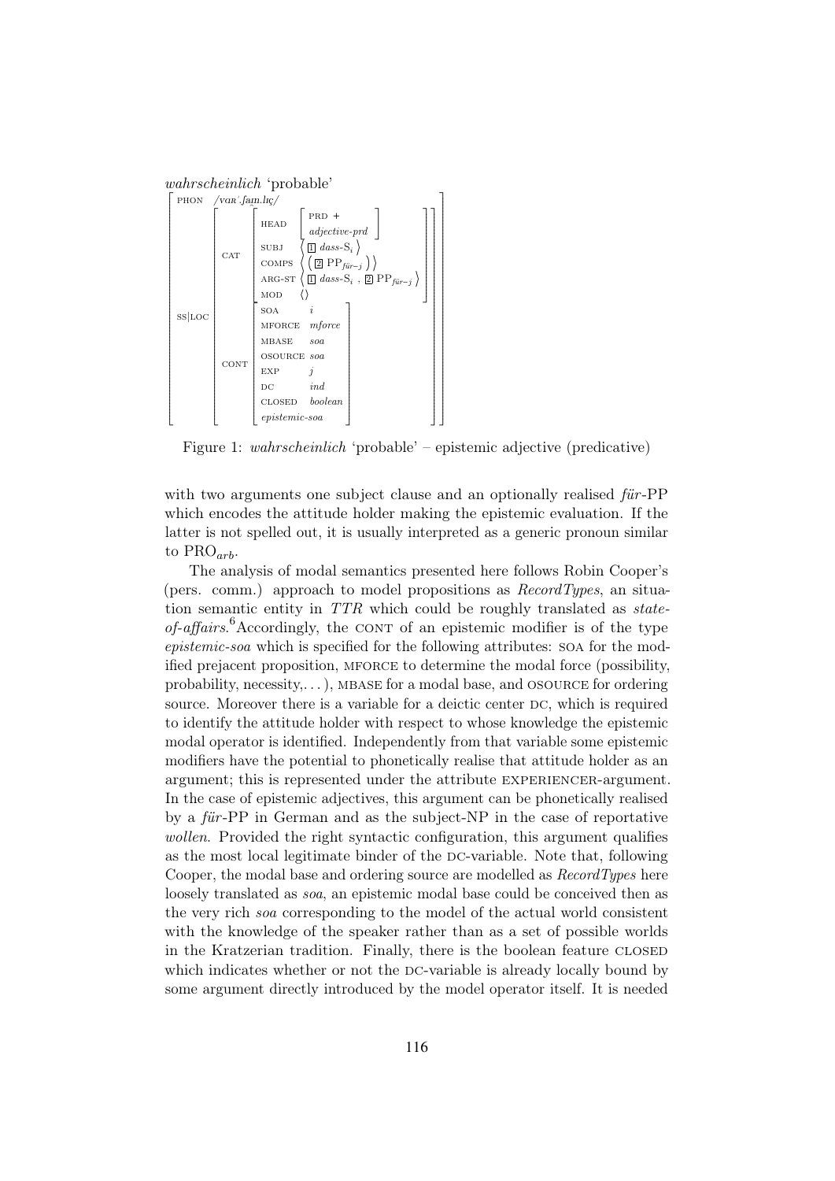*wahrscheinlich* 'probable'

$$
\left[\begin{array}{ll}
\text{PHON} & /\text{vaʁˈʃaɪn.lɪç}/ \\
\text{SS|LOC} & \left[\begin{array}{ll}
\text{CAT} & \left[\begin{array}{ll}
\text{HEAD} & \left[\begin{array}{l} \text{PRD} + \\ \textit{adjective-prd} \end{array}\right] \\
\text{SUBJ} & \left\langle \boxed{1}\ \textit{dass}\text{-S}_i \right\rangle \\
\text{COMPS} & \left\langle \left( \boxed{2}\ \text{PP}_{\textit{für}-j} \right) \right\rangle \\
\text{ARG-ST} & \left\langle \boxed{1}\ \textit{dass}\text{-S}_i\ ,\ \boxed{2}\ \text{PP}_{\textit{für}-j} \right\rangle \\
\text{MOD} & \langle\rangle
\end{array}\right] \\
\text{CONT} & \left[\begin{array}{ll}
\text{SOA} & i \\
\text{MFORCE} & \textit{mforce} \\
\text{MBASE} & \textit{soa} \\
\text{OSOURCE} & \textit{soa} \\
\text{EXP} & j \\
\text{DC} & \textit{ind} \\
\text{CLOSED} & \textit{boolean} \\
\textit{epistemic-soa} &
\end{array}\right]
\end{array}\right]
\end{array}\right]
$$

Figure 1: *wahrscheinlich* 'probable' – epistemic adjective (predicative)

with two arguments one subject clause and an optionally realised *für*-PP which encodes the attitude holder making the epistemic evaluation. If the latter is not spelled out, it is usually interpreted as a generic pronoun similar to $\text{PRO}_{arb}$.

The analysis of modal semantics presented here follows Robin Cooper's (pers. comm.) approach to model propositions as *RecordTypes*, an situation semantic entity in *TTR* which could be roughly translated as *state-of-affairs*.[6] Accordingly, the CONT of an epistemic modifier is of the type *epistemic-soa* which is specified for the following attributes: SOA for the modified prejacent proposition, MFORCE to determine the modal force (possibility, probability, necessity,. . . ), MBASE for a modal base, and OSOURCE for ordering source. Moreover there is a variable for a deictic center DC, which is required to identify the attitude holder with respect to whose knowledge the epistemic modal operator is identified. Independently from that variable some epistemic modifiers have the potential to phonetically realise that attitude holder as an argument; this is represented under the attribute EXPERIENCER-argument. In the case of epistemic adjectives, this argument can be phonetically realised by a *für*-PP in German and as the subject-NP in the case of reportative *wollen*. Provided the right syntactic configuration, this argument qualifies as the most local legitimate binder of the DC-variable. Note that, following Cooper, the modal base and ordering source are modelled as *RecordTypes* here loosely translated as *soa*, an epistemic modal base could be conceived then as the very rich *soa* corresponding to the model of the actual world consistent with the knowledge of the speaker rather than as a set of possible worlds in the Kratzerian tradition. Finally, there is the boolean feature CLOSED which indicates whether or not the DC-variable is already locally bound by some argument directly introduced by the model operator itself. It is needed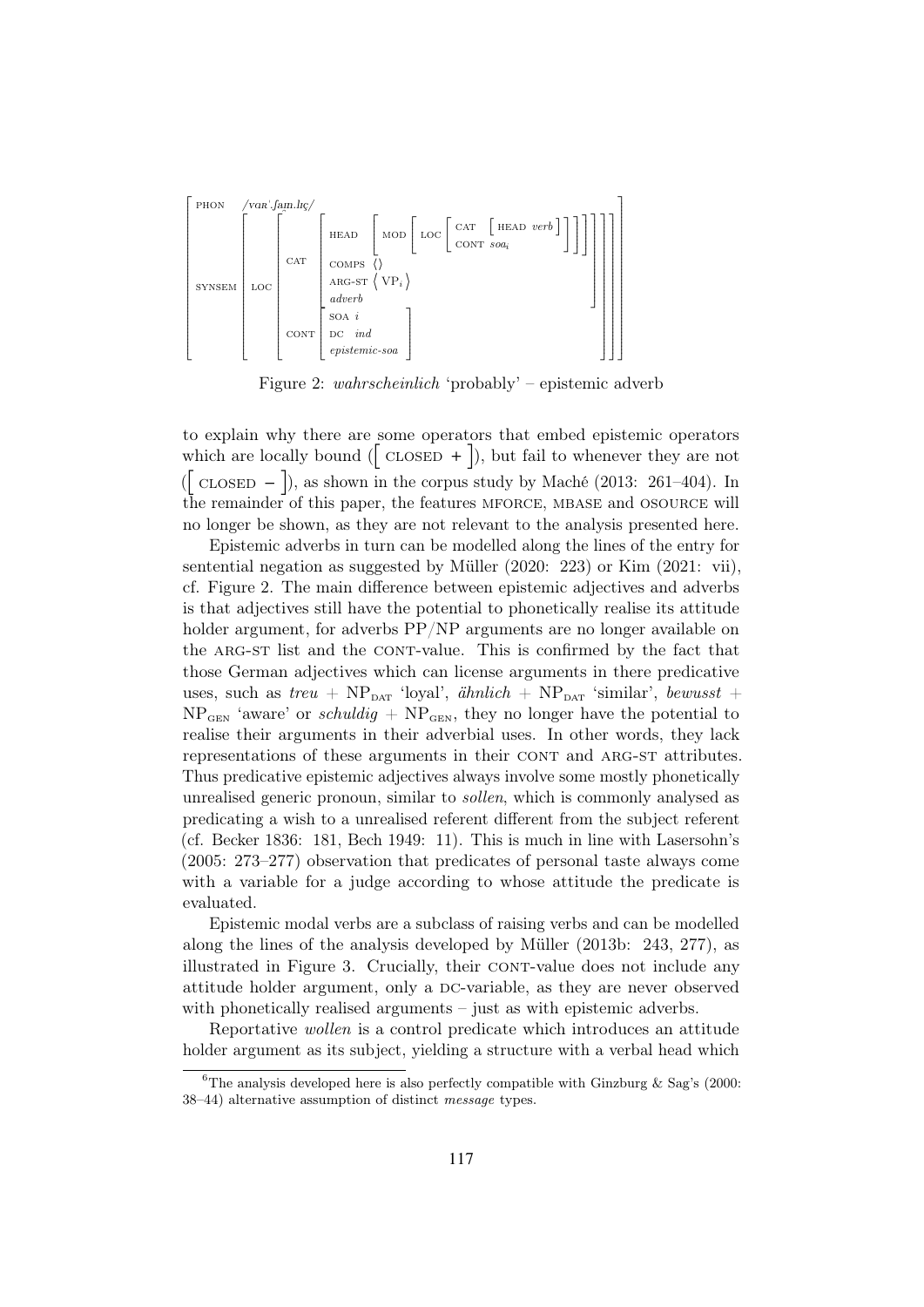$$\left[\begin{array}{ll}\text{PHON} & /\text{var}^{\text{'}}\text{ʃaɪn.lɪç}/ \\ \text{SYNSEM} & \left[\text{LOC} \left[\begin{array}{ll}\text{CAT} & \left[\begin{array}{l}\text{HEAD} \left[\text{MOD} \left[\text{LOC} \left[\begin{array}{l}\text{CAT} \left[\text{HEAD } \textit{verb}\right] \\ \text{CONT } \textit{soa}_i\end{array}\right]\right]\right] \\ \text{COMPS } \langle\rangle \\ \text{ARG-ST } \langle \text{VP}_i \rangle \\ \textit{adverb}\end{array}\right] \\ \text{CONT} & \left[\begin{array}{l}\text{SOA } i \\ \text{DC } \textit{ind} \\ \textit{epistemic-soa}\end{array}\right]\end{array}\right]\right]\end{array}\right]$$

Figure 2: *wahrscheinlich* 'probably' – epistemic adverb

to explain why there are some operators that embed epistemic operators which are locally bound ([ CLOSED + ]), but fail to whenever they are not ([ CLOSED − ]), as shown in the corpus study by Maché (2013: 261–404). In the remainder of this paper, the features MFORCE, MBASE and OSOURCE will no longer be shown, as they are not relevant to the analysis presented here.

Epistemic adverbs in turn can be modelled along the lines of the entry for sentential negation as suggested by Müller (2020: 223) or Kim (2021: vii), cf. Figure 2. The main difference between epistemic adjectives and adverbs is that adjectives still have the potential to phonetically realise its attitude holder argument, for adverbs PP/NP arguments are no longer available on the ARG-ST list and the CONT-value. This is confirmed by the fact that those German adjectives which can license arguments in there predicative uses, such as *treu* + $\text{NP}_{\text{DAT}}$ 'loyal', *ähnlich* + $\text{NP}_{\text{DAT}}$ 'similar', *bewusst* + $\text{NP}_{\text{GEN}}$ 'aware' or *schuldig* + $\text{NP}_{\text{GEN}}$, they no longer have the potential to realise their arguments in their adverbial uses. In other words, they lack representations of these arguments in their CONT and ARG-ST attributes. Thus predicative epistemic adjectives always involve some mostly phonetically unrealised generic pronoun, similar to *sollen*, which is commonly analysed as predicating a wish to a unrealised referent different from the subject referent (cf. Becker 1836: 181, Bech 1949: 11). This is much in line with Lasersohn's (2005: 273–277) observation that predicates of personal taste always come with a variable for a judge according to whose attitude the predicate is evaluated.

Epistemic modal verbs are a subclass of raising verbs and can be modelled along the lines of the analysis developed by Müller (2013b: 243, 277), as illustrated in Figure 3. Crucially, their CONT-value does not include any attitude holder argument, only a DC-variable, as they are never observed with phonetically realised arguments – just as with epistemic adverbs.

Reportative *wollen* is a control predicate which introduces an attitude holder argument as its subject, yielding a structure with a verbal head which

[6] The analysis developed here is also perfectly compatible with Ginzburg & Sag's (2000: 38–44) alternative assumption of distinct *message* types.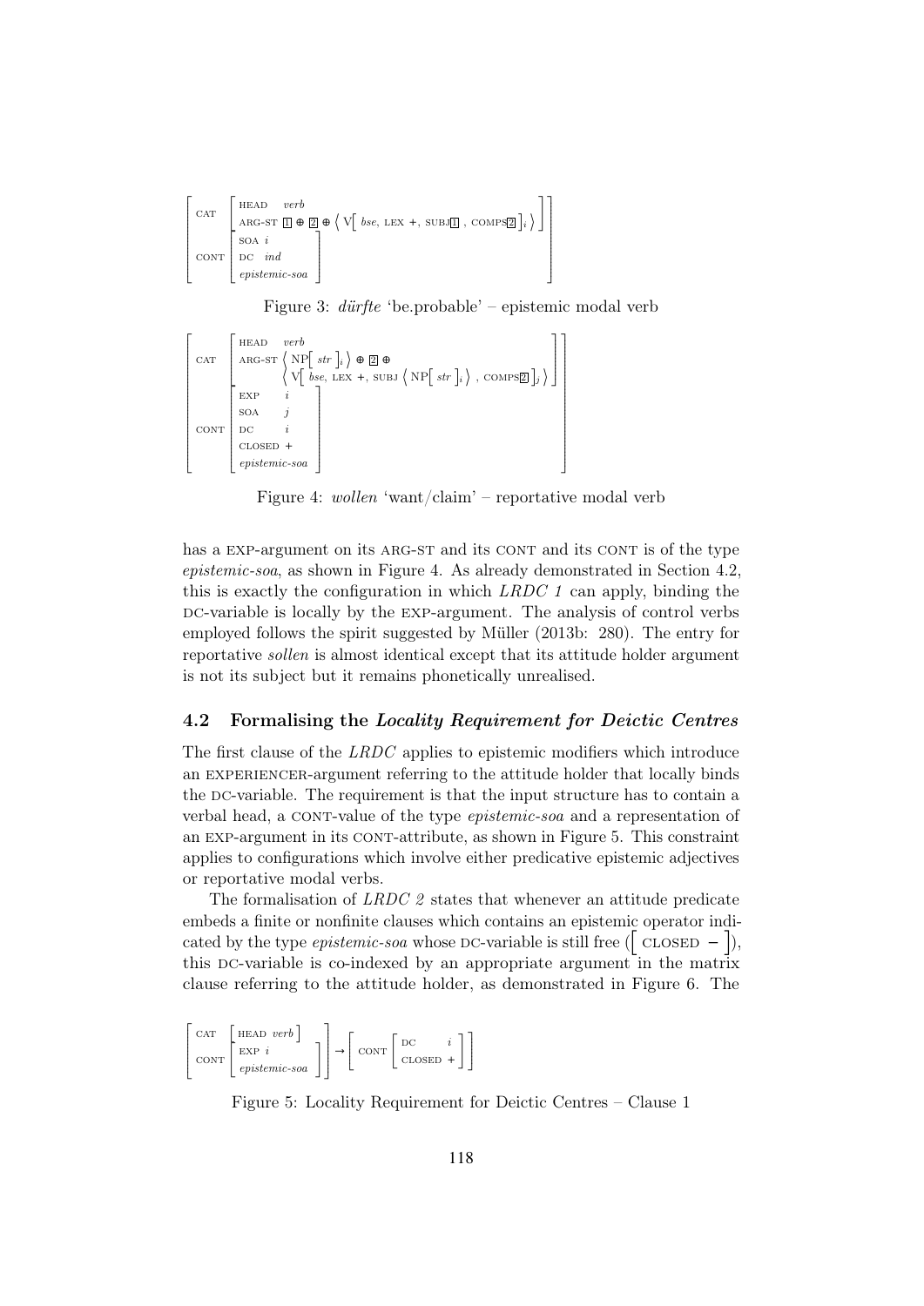$$\left[\begin{array}{ll}\text{CAT} & \left[\begin{array}{ll}\text{HEAD} & \textit{verb}\\ \text{ARG-ST} & \boxed{1} \oplus \boxed{2} \oplus \left\langle \text{V}\left[\textit{bse}, \text{LEX} +, \text{SUBJ}\boxed{1}, \text{COMPS}\boxed{2}\right]_i \right\rangle\end{array}\right]\\ \text{CONT} & \left[\begin{array}{ll}\text{SOA} & i\\ \text{DC} & \textit{ind}\\ \textit{epistemic-soa} & \end{array}\right]\end{array}\right]$$

Figure 3: *dürfte* 'be.probable' – epistemic modal verb

$$\left[\begin{array}{ll}\text{CAT} & \left[\begin{array}{ll}\text{HEAD} & \textit{verb}\\ \text{ARG-ST} & \left\langle \text{NP}\left[\textit{str}\right]_i \right\rangle \oplus \boxed{2} \oplus \\ & \left\langle \text{V}\left[\textit{bse}, \text{LEX} +, \text{SUBJ} \left\langle \text{NP}\left[\textit{str}\right]_i \right\rangle, \text{COMPS}\boxed{2}\right]_j \right\rangle\end{array}\right]\\ \text{CONT} & \left[\begin{array}{ll}\text{EXP} & i\\ \text{SOA} & j\\ \text{DC} & i\\ \text{CLOSED} & +\\ \textit{epistemic-soa} & \end{array}\right]\end{array}\right]$$

Figure 4: *wollen* 'want/claim' – reportative modal verb

has a EXP-argument on its ARG-ST and its CONT and its CONT is of the type *epistemic-soa*, as shown in Figure 4. As already demonstrated in Section 4.2, this is exactly the configuration in which *LRDC 1* can apply, binding the DC-variable is locally by the EXP-argument. The analysis of control verbs employed follows the spirit suggested by Müller (2013b: 280). The entry for reportative *sollen* is almost identical except that its attitude holder argument is not its subject but it remains phonetically unrealised.

### 4.2 Formalising the *Locality Requirement for Deictic Centres*

The first clause of the *LRDC* applies to epistemic modifiers which introduce an EXPERIENCER-argument referring to the attitude holder that locally binds the DC-variable. The requirement is that the input structure has to contain a verbal head, a CONT-value of the type *epistemic-soa* and a representation of an EXP-argument in its CONT-attribute, as shown in Figure 5. This constraint applies to configurations which involve either predicative epistemic adjectives or reportative modal verbs.

The formalisation of *LRDC 2* states that whenever an attitude predicate embeds a finite or nonfinite clauses which contains an epistemic operator indicated by the type *epistemic-soa* whose DC-variable is still free ($\left[\text{CLOSED} \ -\right]$), this DC-variable is co-indexed by an appropriate argument in the matrix clause referring to the attitude holder, as demonstrated in Figure 6. The

$$\left[\begin{array}{ll}\text{CAT} & \left[\text{HEAD} \ \textit{verb}\right]\\ \text{CONT} & \left[\begin{array}{l}\text{EXP} \ i\\ \textit{epistemic-soa}\end{array}\right]\end{array}\right] \rightarrow \left[\text{CONT}\left[\begin{array}{ll}\text{DC} & i\\ \text{CLOSED} & +\end{array}\right]\right]$$

Figure 5: Locality Requirement for Deictic Centres – Clause 1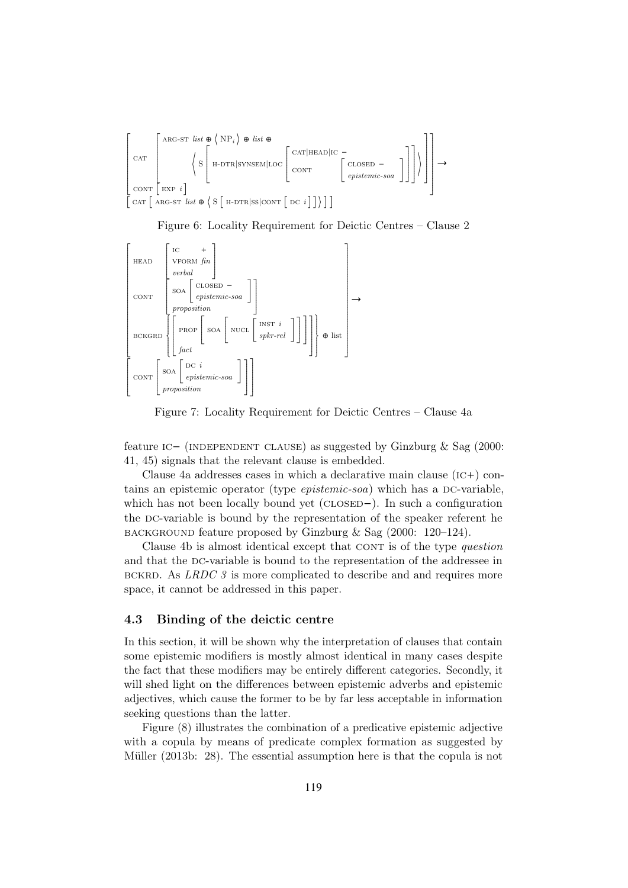$$\left[\begin{array}{l}\text{CAT}\left[\begin{array}{l}\text{ARG-ST } \textit{list} \oplus \left\langle \text{NP}_i \right\rangle \oplus \textit{list} \oplus \\ \left\langle \text{S}\left[\text{H-DTR}|\text{SYNSEM}|\text{LOC}\left[\begin{array}{l}\text{CAT}|\text{HEAD}|\text{IC} - \\ \text{CONT}\left[\begin{array}{l}\text{CLOSED} - \\ \textit{epistemic-soa}\end{array}\right]\end{array}\right]\right]\right\rangle\end{array}\right] \\ \text{CONT}\left[\text{EXP } i\right]\end{array}\right] \rightarrow$$
$$\left[\text{CAT}\left[\text{ARG-ST } \textit{list} \oplus \left\langle \text{S}\left[\text{H-DTR}|\text{SS}|\text{CONT}\left[\text{DC } i\right]\right]\right\rangle\right]\right]$$

Figure 6: Locality Requirement for Deictic Centres – Clause 2

$$\left[\begin{array}{l}\text{HEAD}\left[\begin{array}{l}\text{IC} \quad + \\ \text{VFORM } \textit{fin} \\ \textit{verbal}\end{array}\right] \\ \text{CONT}\left[\begin{array}{l}\text{SOA}\left[\begin{array}{l}\text{CLOSED} - \\ \textit{epistemic-soa}\end{array}\right] \\ \textit{proposition}\end{array}\right] \\ \text{BCKGRD}\left\{\left[\begin{array}{l}\text{PROP}\left[\text{SOA}\left[\text{NUCL}\left[\begin{array}{l}\text{INST } i \\ \textit{spkr-rel}\end{array}\right]\right]\right] \\ \textit{fact}\end{array}\right]\right\} \oplus \text{list}\end{array}\right] \rightarrow$$
$$\left[\text{CONT}\left[\begin{array}{l}\text{SOA}\left[\begin{array}{l}\text{DC } i \\ \textit{epistemic-soa}\end{array}\right] \\ \textit{proposition}\end{array}\right]\right]$$

Figure 7: Locality Requirement for Deictic Centres – Clause 4a

feature IC− (INDEPENDENT CLAUSE) as suggested by Ginzburg & Sag (2000: 41, 45) signals that the relevant clause is embedded.

Clause 4a addresses cases in which a declarative main clause (IC+) contains an epistemic operator (type *epistemic-soa*) which has a DC-variable, which has not been locally bound yet (CLOSED−). In such a configuration the DC-variable is bound by the representation of the speaker referent he BACKGROUND feature proposed by Ginzburg & Sag (2000: 120–124).

Clause 4b is almost identical except that CONT is of the type *question* and that the DC-variable is bound to the representation of the addressee in BCKRD. As *LRDC 3* is more complicated to describe and and requires more space, it cannot be addressed in this paper.

### 4.3 Binding of the deictic centre

In this section, it will be shown why the interpretation of clauses that contain some epistemic modifiers is mostly almost identical in many cases despite the fact that these modifiers may be entirely different categories. Secondly, it will shed light on the differences between epistemic adverbs and epistemic adjectives, which cause the former to be by far less acceptable in information seeking questions than the latter.

Figure (8) illustrates the combination of a predicative epistemic adjective with a copula by means of predicate complex formation as suggested by Müller (2013b: 28). The essential assumption here is that the copula is not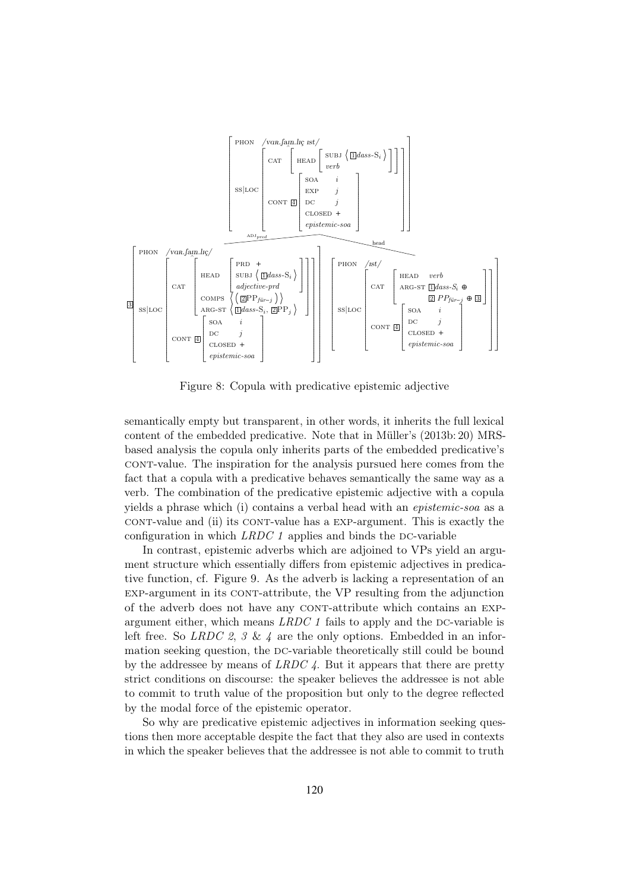Figure 8: Copula with predicative epistemic adjective

semantically empty but transparent, in other words, it inherits the full lexical content of the embedded predicative. Note that in Müller's (2013b: 20) MRS-based analysis the copula only inherits parts of the embedded predicative's CONT-value. The inspiration for the analysis pursued here comes from the fact that a copula with a predicative behaves semantically the same way as a verb. The combination of the predicative epistemic adjective with a copula yields a phrase which (i) contains a verbal head with an *epistemic-soa* as a CONT-value and (ii) its CONT-value has a EXP-argument. This is exactly the configuration in which *LRDC 1* applies and binds the DC-variable

In contrast, epistemic adverbs which are adjoined to VPs yield an argument structure which essentially differs from epistemic adjectives in predicative function, cf. Figure 9. As the adverb is lacking a representation of an EXP-argument in its CONT-attribute, the VP resulting from the adjunction of the adverb does not have any CONT-attribute which contains an EXP-argument either, which means *LRDC 1* fails to apply and the DC-variable is left free. So *LRDC 2*, *3* & *4* are the only options. Embedded in an information seeking question, the DC-variable theoretically still could be bound by the addressee by means of *LRDC 4*. But it appears that there are pretty strict conditions on discourse: the speaker believes the addressee is not able to commit to truth value of the proposition but only to the degree reflected by the modal force of the epistemic operator.

So why are predicative epistemic adjectives in information seeking questions then more acceptable despite the fact that they also are used in contexts in which the speaker believes that the addressee is not able to commit to truth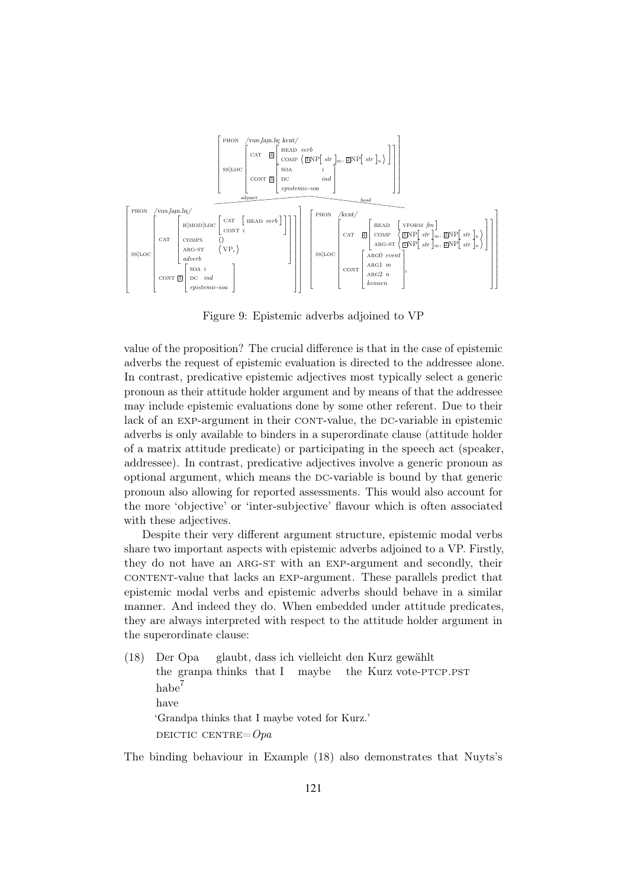Figure 9: Epistemic adverbs adjoined to VP

value of the proposition? The crucial difference is that in the case of epistemic adverbs the request of epistemic evaluation is directed to the addressee alone. In contrast, predicative epistemic adjectives most typically select a generic pronoun as their attitude holder argument and by means of that the addressee may include epistemic evaluations done by some other referent. Due to their lack of an EXP-argument in their CONT-value, the DC-variable in epistemic adverbs is only available to binders in a superordinate clause (attitude holder of a matrix attitude predicate) or participating in the speech act (speaker, addressee). In contrast, predicative adjectives involve a generic pronoun as optional argument, which means the DC-variable is bound by that generic pronoun also allowing for reported assessments. This would also account for the more 'objective' or 'inter-subjective' flavour which is often associated with these adjectives.

Despite their very different argument structure, epistemic modal verbs share two important aspects with epistemic adverbs adjoined to a VP. Firstly, they do not have an ARG-ST with an EXP-argument and secondly, their CONTENT-value that lacks an EXP-argument. These parallels predict that epistemic modal verbs and epistemic adverbs should behave in a similar manner. And indeed they do. When embedded under attitude predicates, they are always interpreted with respect to the attitude holder argument in the superordinate clause:

(18) Der Opa glaubt, dass ich vielleicht den Kurz gewählt habe[7]
the granpa thinks that I maybe the Kurz vote-PTCP.PST have
'Grandpa thinks that I maybe voted for Kurz.'
DEICTIC CENTRE=*Opa*

The binding behaviour in Example (18) also demonstrates that Nuyts's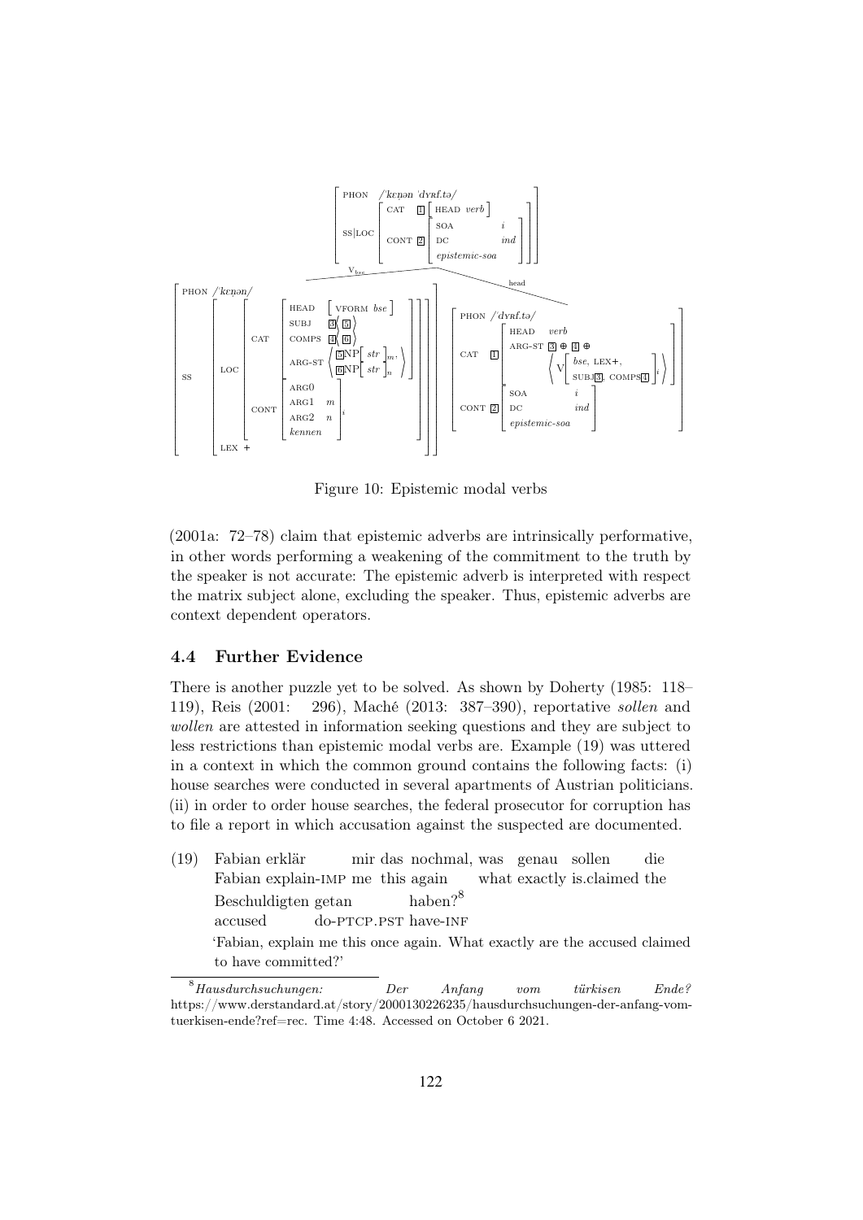PHON /ˈkɛnən ˈdʏʁf.tə/

SS|LOC [ CAT [1] [ HEAD *verb* ], CONT [2] [ SOA *i*, DC *ind*, *epistemic-soa* ] ]

$V_{bse}$ — head

PHON /kɛnən/
SS [ LOC [ CAT [ HEAD [ VFORM *bse* ], SUBJ [3]⟨[5]⟩, COMPS [4]⟨[6]⟩, ARG-ST ⟨[5]NP[*str*]$_m$, [6]NP[*str*]$_n$⟩ ], CONT [ ARG0, ARG1 *m*, ARG2 *n*, *kennen* ]$_i$ ], LEX + ]

PHON /ˈdʏʁf.tə/
CAT [1] [ HEAD *verb*, ARG-ST [3] ⊕ [4] ⊕ ⟨ V[ *bse*, LEX+, SUBJ[3], COMPS[4] ]$_i$ ⟩ ]
CONT [2] [ SOA *i*, DC *ind*, *epistemic-soa* ]

Figure 10: Epistemic modal verbs

(2001a: 72–78) claim that epistemic adverbs are intrinsically performative, in other words performing a weakening of the commitment to the truth by the speaker is not accurate: The epistemic adverb is interpreted with respect the matrix subject alone, excluding the speaker. Thus, epistemic adverbs are context dependent operators.

### 4.4 Further Evidence

There is another puzzle yet to be solved. As shown by Doherty (1985: 118–119), Reis (2001: 296), Maché (2013: 387–390), reportative *sollen* and *wollen* are attested in information seeking questions and they are subject to less restrictions than epistemic modal verbs are. Example (19) was uttered in a context in which the common ground contains the following facts: (i) house searches were conducted in several apartments of Austrian politicians. (ii) in order to order house searches, the federal prosecutor for corruption has to file a report in which accusation against the suspected are documented.

(19) Fabian erklär mir das nochmal, was genau sollen die Beschuldigten getan haben?[8]
Fabian explain-IMP me this again what exactly is.claimed the accused do-PTCP.PST have-INF
'Fabian, explain me this once again. What exactly are the accused claimed to have committed?'

[8] *Hausdurchsuchungen: Der Anfang vom türkisen Ende?* https://www.derstandard.at/story/2000130226235/hausdurchsuchungen-der-anfang-vom-tuerkisen-ende?ref=rec. Time 4:48. Accessed on October 6 2021.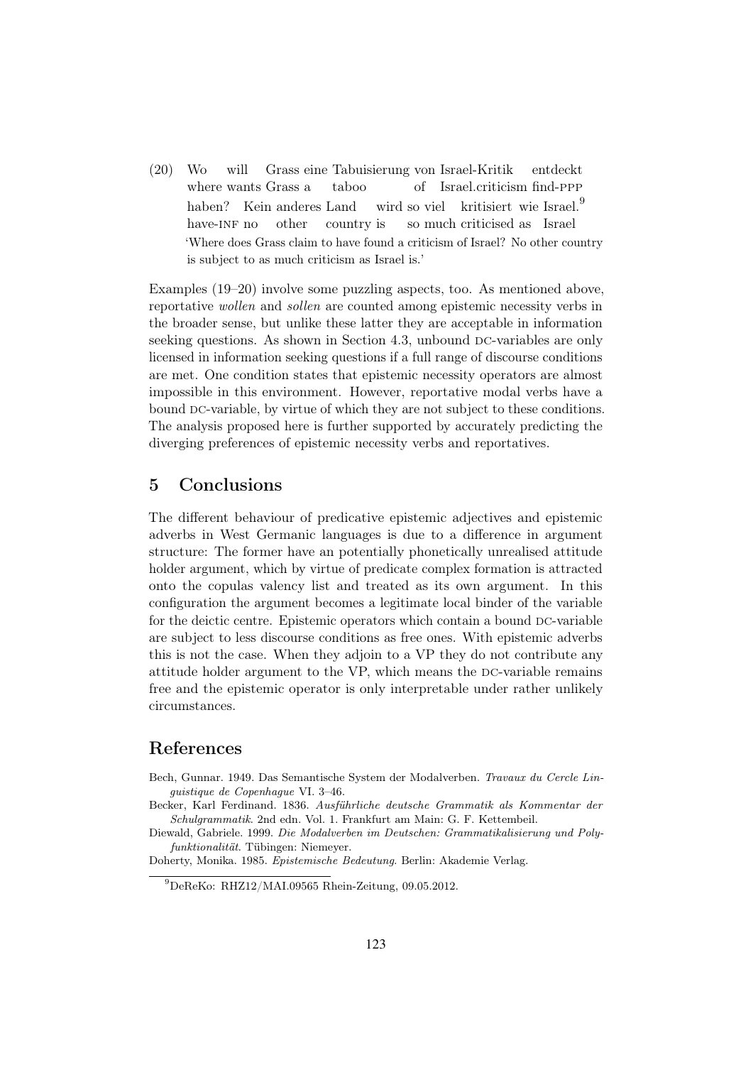(20) Wo will Grass eine Tabuisierung von Israel-Kritik entdeckt
where wants Grass a taboo of Israel.criticism find-PPP
haben? Kein anderes Land wird so viel kritisiert wie Israel.[9]
have-INF no other country is so much criticised as Israel
'Where does Grass claim to have found a criticism of Israel? No other country is subject to as much criticism as Israel is.'

Examples (19–20) involve some puzzling aspects, too. As mentioned above, reportative *wollen* and *sollen* are counted among epistemic necessity verbs in the broader sense, but unlike these latter they are acceptable in information seeking questions. As shown in Section 4.3, unbound DC-variables are only licensed in information seeking questions if a full range of discourse conditions are met. One condition states that epistemic necessity operators are almost impossible in this environment. However, reportative modal verbs have a bound DC-variable, by virtue of which they are not subject to these conditions. The analysis proposed here is further supported by accurately predicting the diverging preferences of epistemic necessity verbs and reportatives.

## 5 Conclusions

The different behaviour of predicative epistemic adjectives and epistemic adverbs in West Germanic languages is due to a difference in argument structure: The former have an potentially phonetically unrealised attitude holder argument, which by virtue of predicate complex formation is attracted onto the copulas valency list and treated as its own argument. In this configuration the argument becomes a legitimate local binder of the variable for the deictic centre. Epistemic operators which contain a bound DC-variable are subject to less discourse conditions as free ones. With epistemic adverbs this is not the case. When they adjoin to a VP they do not contribute any attitude holder argument to the VP, which means the DC-variable remains free and the epistemic operator is only interpretable under rather unlikely circumstances.

## References

Bech, Gunnar. 1949. Das Semantische System der Modalverben. *Travaux du Cercle Linguistique de Copenhague* VI. 3–46.

Becker, Karl Ferdinand. 1836. *Ausführliche deutsche Grammatik als Kommentar der Schulgrammatik*. 2nd edn. Vol. 1. Frankfurt am Main: G. F. Kettembeil.

Diewald, Gabriele. 1999. *Die Modalverben im Deutschen: Grammatikalisierung und Polyfunktionalität*. Tübingen: Niemeyer.

Doherty, Monika. 1985. *Epistemische Bedeutung*. Berlin: Akademie Verlag.

[9] DeReKo: RHZ12/MAI.09565 Rhein-Zeitung, 09.05.2012.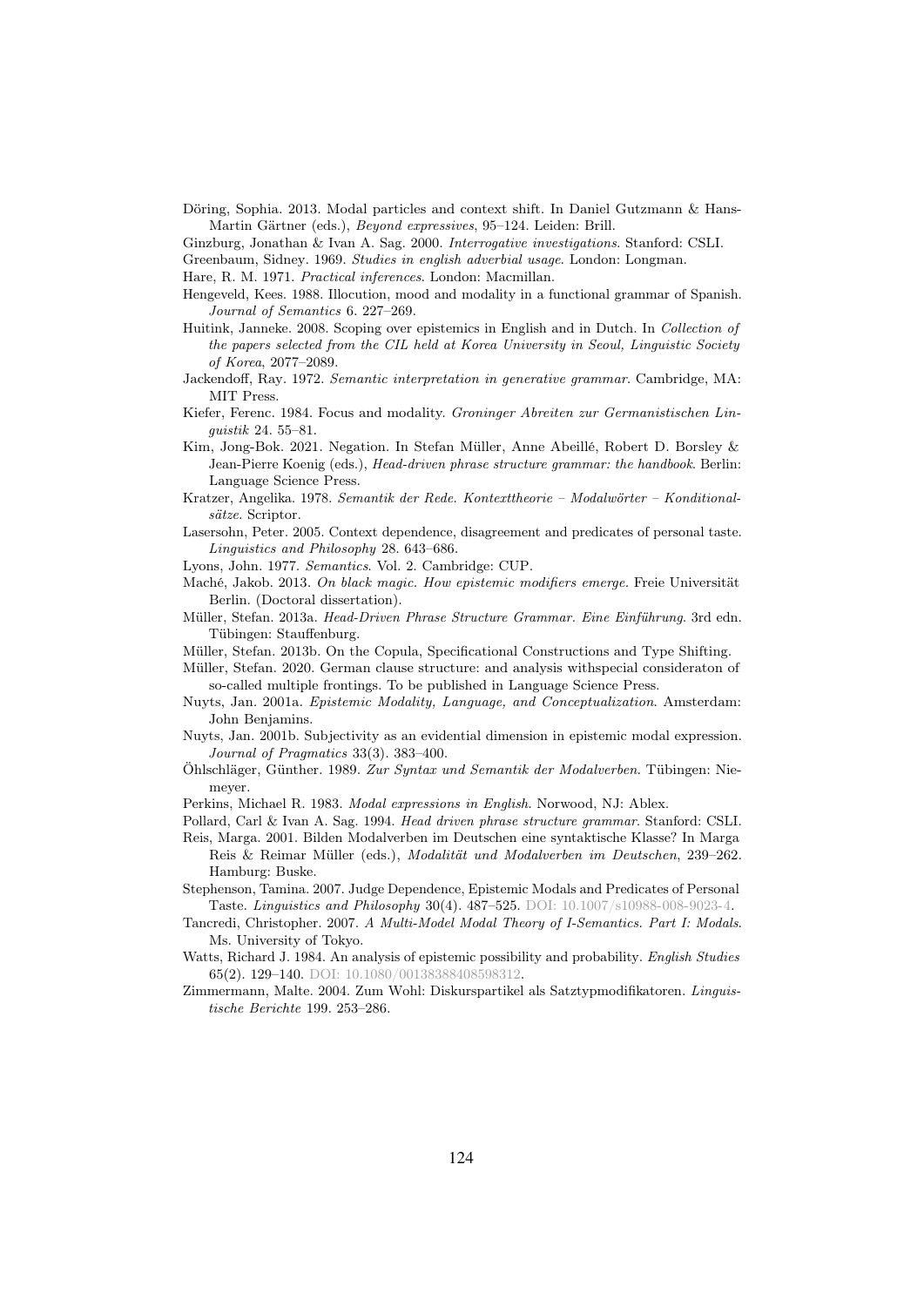Döring, Sophia. 2013. Modal particles and context shift. In Daniel Gutzmann & Hans-Martin Gärtner (eds.), *Beyond expressives*, 95–124. Leiden: Brill.

Ginzburg, Jonathan & Ivan A. Sag. 2000. *Interrogative investigations*. Stanford: CSLI.

Greenbaum, Sidney. 1969. *Studies in english adverbial usage*. London: Longman.

Hare, R. M. 1971. *Practical inferences*. London: Macmillan.

Hengeveld, Kees. 1988. Illocution, mood and modality in a functional grammar of Spanish. *Journal of Semantics* 6. 227–269.

Huitink, Janneke. 2008. Scoping over epistemics in English and in Dutch. In *Collection of the papers selected from the CIL held at Korea University in Seoul, Linguistic Society of Korea*, 2077–2089.

Jackendoff, Ray. 1972. *Semantic interpretation in generative grammar*. Cambridge, MA: MIT Press.

Kiefer, Ferenc. 1984. Focus and modality. *Groninger Abreiten zur Germanistischen Linguistik* 24. 55–81.

Kim, Jong-Bok. 2021. Negation. In Stefan Müller, Anne Abeillé, Robert D. Borsley & Jean-Pierre Koenig (eds.), *Head-driven phrase structure grammar: the handbook*. Berlin: Language Science Press.

Kratzer, Angelika. 1978. *Semantik der Rede. Kontexttheorie – Modalwörter – Konditionalsätze*. Scriptor.

Lasersohn, Peter. 2005. Context dependence, disagreement and predicates of personal taste. *Linguistics and Philosophy* 28. 643–686.

Lyons, John. 1977. *Semantics*. Vol. 2. Cambridge: CUP.

Maché, Jakob. 2013. *On black magic. How epistemic modifiers emerge*. Freie Universität Berlin. (Doctoral dissertation).

Müller, Stefan. 2013a. *Head-Driven Phrase Structure Grammar. Eine Einführung*. 3rd edn. Tübingen: Stauffenburg.

Müller, Stefan. 2013b. On the Copula, Specificational Constructions and Type Shifting.

Müller, Stefan. 2020. German clause structure: and analysis withspecial consideraton of so-called multiple frontings. To be published in Language Science Press.

Nuyts, Jan. 2001a. *Epistemic Modality, Language, and Conceptualization*. Amsterdam: John Benjamins.

Nuyts, Jan. 2001b. Subjectivity as an evidential dimension in epistemic modal expression. *Journal of Pragmatics* 33(3). 383–400.

Öhlschläger, Günther. 1989. *Zur Syntax und Semantik der Modalverben*. Tübingen: Niemeyer.

Perkins, Michael R. 1983. *Modal expressions in English*. Norwood, NJ: Ablex.

Pollard, Carl & Ivan A. Sag. 1994. *Head driven phrase structure grammar*. Stanford: CSLI.

Reis, Marga. 2001. Bilden Modalverben im Deutschen eine syntaktische Klasse? In Marga Reis & Reimar Müller (eds.), *Modalität und Modalverben im Deutschen*, 239–262. Hamburg: Buske.

Stephenson, Tamina. 2007. Judge Dependence, Epistemic Modals and Predicates of Personal Taste. *Linguistics and Philosophy* 30(4). 487–525. DOI: 10.1007/s10988-008-9023-4.

Tancredi, Christopher. 2007. *A Multi-Model Modal Theory of I-Semantics. Part I: Modals*. Ms. University of Tokyo.

Watts, Richard J. 1984. An analysis of epistemic possibility and probability. *English Studies* 65(2). 129–140. DOI: 10.1080/00138388408598312.

Zimmermann, Malte. 2004. Zum Wohl: Diskurspartikel als Satztypmodifikatoren. *Linguistische Berichte* 199. 253–286.